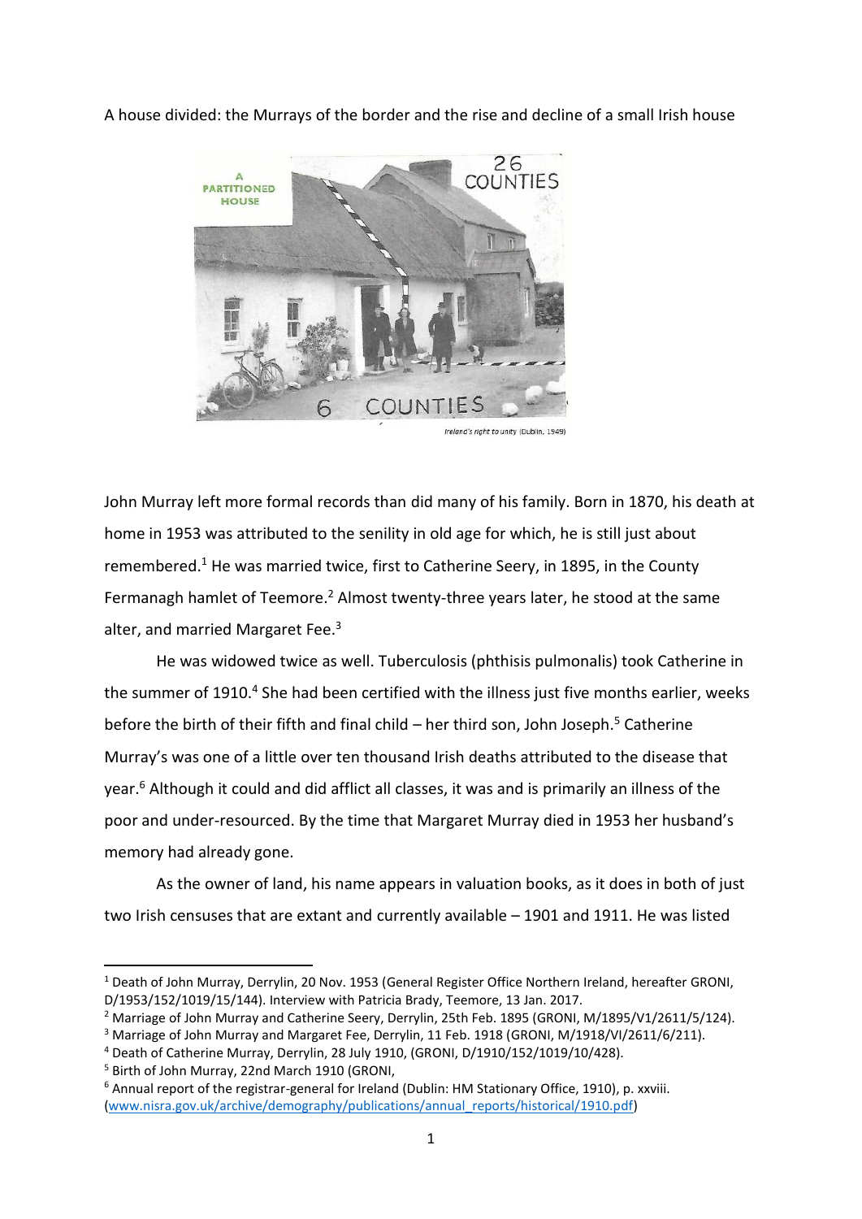A house divided: the Murrays of the border and the rise and decline of a small Irish house

*Ireland's right to unity* (Dublin, 1949)

John Murray left more formal records than did many of his family. Born in 1870, his death at home in 1953 was attributed to the senility in old age for which, he is still just about remembered.[1] He was married twice, first to Catherine Seery, in 1895, in the County Fermanagh hamlet of Teemore.[2] Almost twenty-three years later, he stood at the same alter, and married Margaret Fee.[3]

He was widowed twice as well. Tuberculosis (phthisis pulmonalis) took Catherine in the summer of 1910.[4] She had been certified with the illness just five months earlier, weeks before the birth of their fifth and final child – her third son, John Joseph.[5] Catherine Murray's was one of a little over ten thousand Irish deaths attributed to the disease that year.[6] Although it could and did afflict all classes, it was and is primarily an illness of the poor and under-resourced. By the time that Margaret Murray died in 1953 her husband's memory had already gone.

As the owner of land, his name appears in valuation books, as it does in both of just two Irish censuses that are extant and currently available – 1901 and 1911. He was listed

---

[1] Death of John Murray, Derrylin, 20 Nov. 1953 (General Register Office Northern Ireland, hereafter GRONI, D/1953/152/1019/15/144). Interview with Patricia Brady, Teemore, 13 Jan. 2017.

[2] Marriage of John Murray and Catherine Seery, Derrylin, 25th Feb. 1895 (GRONI, M/1895/V1/2611/5/124).

[3] Marriage of John Murray and Margaret Fee, Derrylin, 11 Feb. 1918 (GRONI, M/1918/VI/2611/6/211).

[4] Death of Catherine Murray, Derrylin, 28 July 1910, (GRONI, D/1910/152/1019/10/428).

[5] Birth of John Murray, 22nd March 1910 (GRONI,

[6] Annual report of the registrar-general for Ireland (Dublin: HM Stationary Office, 1910), p. xxviii. (www.nisra.gov.uk/archive/demography/publications/annual_reports/historical/1910.pdf)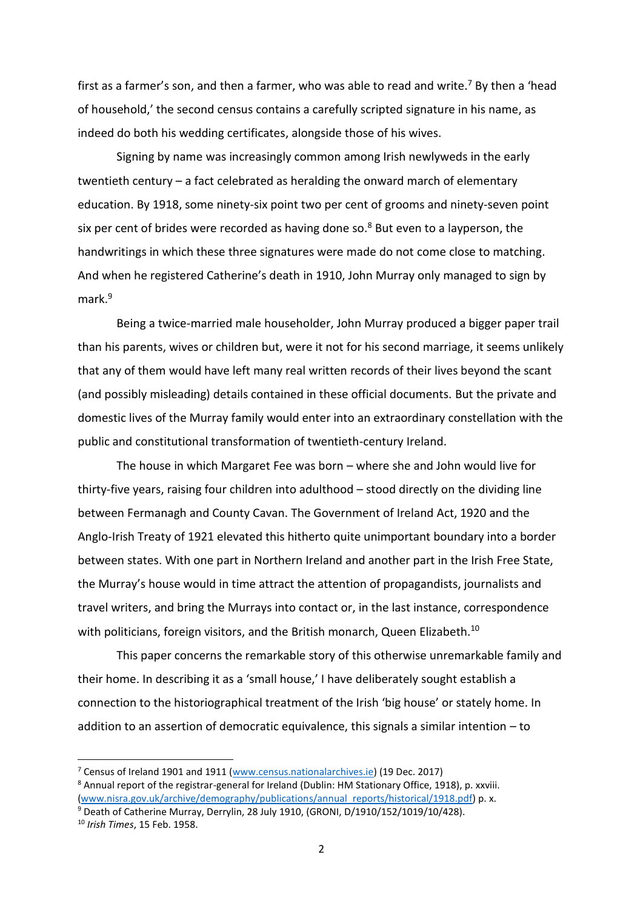first as a farmer's son, and then a farmer, who was able to read and write.[7] By then a 'head of household,' the second census contains a carefully scripted signature in his name, as indeed do both his wedding certificates, alongside those of his wives.

Signing by name was increasingly common among Irish newlyweds in the early twentieth century – a fact celebrated as heralding the onward march of elementary education. By 1918, some ninety-six point two per cent of grooms and ninety-seven point six per cent of brides were recorded as having done so.[8] But even to a layperson, the handwritings in which these three signatures were made do not come close to matching. And when he registered Catherine's death in 1910, John Murray only managed to sign by mark.[9]

Being a twice-married male householder, John Murray produced a bigger paper trail than his parents, wives or children but, were it not for his second marriage, it seems unlikely that any of them would have left many real written records of their lives beyond the scant (and possibly misleading) details contained in these official documents. But the private and domestic lives of the Murray family would enter into an extraordinary constellation with the public and constitutional transformation of twentieth-century Ireland.

The house in which Margaret Fee was born – where she and John would live for thirty-five years, raising four children into adulthood – stood directly on the dividing line between Fermanagh and County Cavan. The Government of Ireland Act, 1920 and the Anglo-Irish Treaty of 1921 elevated this hitherto quite unimportant boundary into a border between states. With one part in Northern Ireland and another part in the Irish Free State, the Murray's house would in time attract the attention of propagandists, journalists and travel writers, and bring the Murrays into contact or, in the last instance, correspondence with politicians, foreign visitors, and the British monarch, Queen Elizabeth.[10]

This paper concerns the remarkable story of this otherwise unremarkable family and their home. In describing it as a 'small house,' I have deliberately sought establish a connection to the historiographical treatment of the Irish 'big house' or stately home. In addition to an assertion of democratic equivalence, this signals a similar intention – to

---

[7] Census of Ireland 1901 and 1911 (www.census.nationalarchives.ie) (19 Dec. 2017)

[8] Annual report of the registrar-general for Ireland (Dublin: HM Stationary Office, 1918), p. xxviii. (www.nisra.gov.uk/archive/demography/publications/annual_reports/historical/1918.pdf) p. x.

[9] Death of Catherine Murray, Derrylin, 28 July 1910, (GRONI, D/1910/152/1019/10/428).

[10] *Irish Times*, 15 Feb. 1958.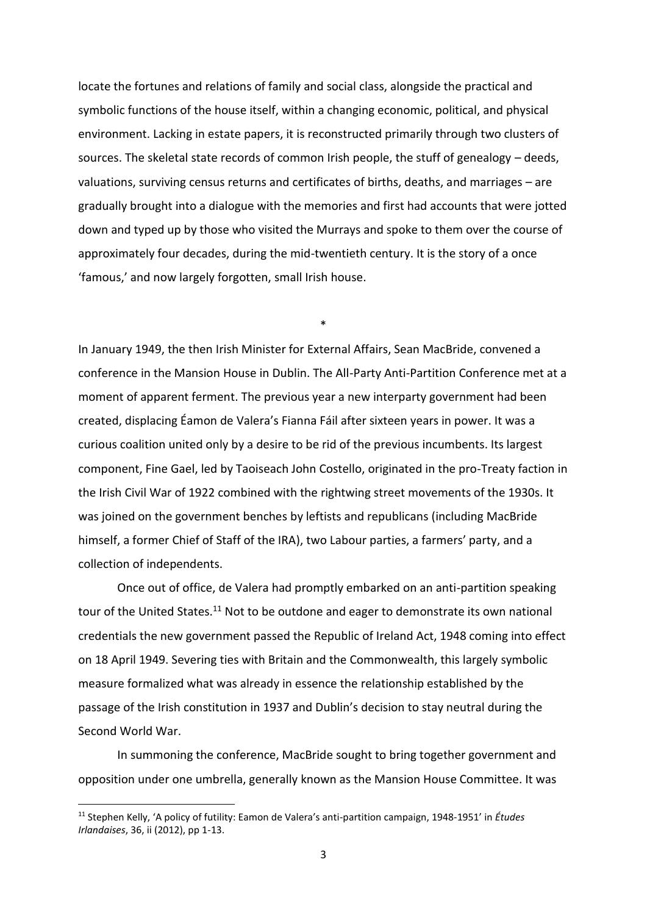locate the fortunes and relations of family and social class, alongside the practical and symbolic functions of the house itself, within a changing economic, political, and physical environment. Lacking in estate papers, it is reconstructed primarily through two clusters of sources. The skeletal state records of common Irish people, the stuff of genealogy – deeds, valuations, surviving census returns and certificates of births, deaths, and marriages – are gradually brought into a dialogue with the memories and first had accounts that were jotted down and typed up by those who visited the Murrays and spoke to them over the course of approximately four decades, during the mid-twentieth century. It is the story of a once 'famous,' and now largely forgotten, small Irish house.

*

In January 1949, the then Irish Minister for External Affairs, Sean MacBride, convened a conference in the Mansion House in Dublin. The All-Party Anti-Partition Conference met at a moment of apparent ferment. The previous year a new interparty government had been created, displacing Éamon de Valera's Fianna Fáil after sixteen years in power. It was a curious coalition united only by a desire to be rid of the previous incumbents. Its largest component, Fine Gael, led by Taoiseach John Costello, originated in the pro-Treaty faction in the Irish Civil War of 1922 combined with the rightwing street movements of the 1930s. It was joined on the government benches by leftists and republicans (including MacBride himself, a former Chief of Staff of the IRA), two Labour parties, a farmers' party, and a collection of independents.

Once out of office, de Valera had promptly embarked on an anti-partition speaking tour of the United States.[11] Not to be outdone and eager to demonstrate its own national credentials the new government passed the Republic of Ireland Act, 1948 coming into effect on 18 April 1949. Severing ties with Britain and the Commonwealth, this largely symbolic measure formalized what was already in essence the relationship established by the passage of the Irish constitution in 1937 and Dublin's decision to stay neutral during the Second World War.

In summoning the conference, MacBride sought to bring together government and opposition under one umbrella, generally known as the Mansion House Committee. It was

[11] Stephen Kelly, 'A policy of futility: Eamon de Valera's anti-partition campaign, 1948-1951' in *Études Irlandaises*, 36, ii (2012), pp 1-13.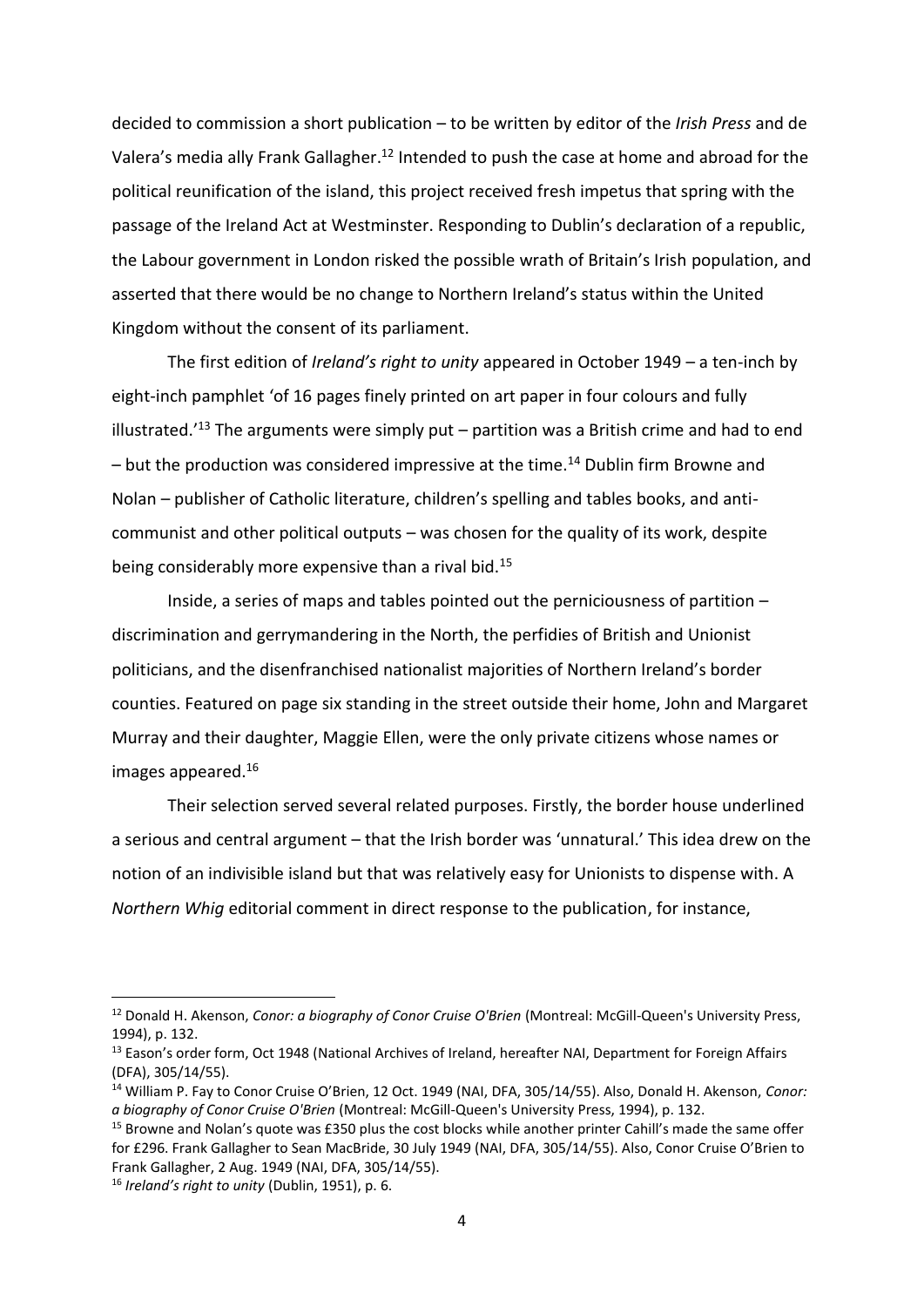decided to commission a short publication – to be written by editor of the *Irish Press* and de Valera's media ally Frank Gallagher.[12] Intended to push the case at home and abroad for the political reunification of the island, this project received fresh impetus that spring with the passage of the Ireland Act at Westminster. Responding to Dublin's declaration of a republic, the Labour government in London risked the possible wrath of Britain's Irish population, and asserted that there would be no change to Northern Ireland's status within the United Kingdom without the consent of its parliament.

The first edition of *Ireland's right to unity* appeared in October 1949 – a ten-inch by eight-inch pamphlet 'of 16 pages finely printed on art paper in four colours and fully illustrated.'[13] The arguments were simply put – partition was a British crime and had to end – but the production was considered impressive at the time.[14] Dublin firm Browne and Nolan – publisher of Catholic literature, children's spelling and tables books, and anti-communist and other political outputs – was chosen for the quality of its work, despite being considerably more expensive than a rival bid.[15]

Inside, a series of maps and tables pointed out the perniciousness of partition – discrimination and gerrymandering in the North, the perfidies of British and Unionist politicians, and the disenfranchised nationalist majorities of Northern Ireland's border counties. Featured on page six standing in the street outside their home, John and Margaret Murray and their daughter, Maggie Ellen, were the only private citizens whose names or images appeared.[16]

Their selection served several related purposes. Firstly, the border house underlined a serious and central argument – that the Irish border was 'unnatural.' This idea drew on the notion of an indivisible island but that was relatively easy for Unionists to dispense with. A *Northern Whig* editorial comment in direct response to the publication, for instance,

---

[12] Donald H. Akenson, *Conor: a biography of Conor Cruise O'Brien* (Montreal: McGill-Queen's University Press, 1994), p. 132.

[13] Eason's order form, Oct 1948 (National Archives of Ireland, hereafter NAI, Department for Foreign Affairs (DFA), 305/14/55).

[14] William P. Fay to Conor Cruise O'Brien, 12 Oct. 1949 (NAI, DFA, 305/14/55). Also, Donald H. Akenson, *Conor: a biography of Conor Cruise O'Brien* (Montreal: McGill-Queen's University Press, 1994), p. 132.

[15] Browne and Nolan's quote was £350 plus the cost blocks while another printer Cahill's made the same offer for £296. Frank Gallagher to Sean MacBride, 30 July 1949 (NAI, DFA, 305/14/55). Also, Conor Cruise O'Brien to Frank Gallagher, 2 Aug. 1949 (NAI, DFA, 305/14/55).

[16] *Ireland's right to unity* (Dublin, 1951), p. 6.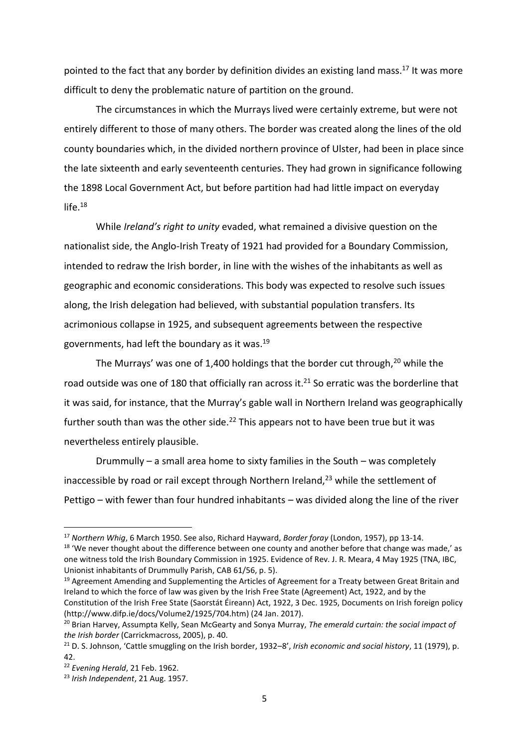pointed to the fact that any border by definition divides an existing land mass.[17] It was more difficult to deny the problematic nature of partition on the ground.

The circumstances in which the Murrays lived were certainly extreme, but were not entirely different to those of many others. The border was created along the lines of the old county boundaries which, in the divided northern province of Ulster, had been in place since the late sixteenth and early seventeenth centuries. They had grown in significance following the 1898 Local Government Act, but before partition had had little impact on everyday life.[18]

While *Ireland's right to unity* evaded, what remained a divisive question on the nationalist side, the Anglo-Irish Treaty of 1921 had provided for a Boundary Commission, intended to redraw the Irish border, in line with the wishes of the inhabitants as well as geographic and economic considerations. This body was expected to resolve such issues along, the Irish delegation had believed, with substantial population transfers. Its acrimonious collapse in 1925, and subsequent agreements between the respective governments, had left the boundary as it was.[19]

The Murrays' was one of 1,400 holdings that the border cut through,[20] while the road outside was one of 180 that officially ran across it.[21] So erratic was the borderline that it was said, for instance, that the Murray's gable wall in Northern Ireland was geographically further south than was the other side.[22] This appears not to have been true but it was nevertheless entirely plausible.

Drummully – a small area home to sixty families in the South – was completely inaccessible by road or rail except through Northern Ireland,[23] while the settlement of Pettigo – with fewer than four hundred inhabitants – was divided along the line of the river

---

[17] *Northern Whig*, 6 March 1950. See also, Richard Hayward, *Border foray* (London, 1957), pp 13-14.

[18] 'We never thought about the difference between one county and another before that change was made,' as one witness told the Irish Boundary Commission in 1925. Evidence of Rev. J. R. Meara, 4 May 1925 (TNA, IBC, Unionist inhabitants of Drummully Parish, CAB 61/56, p. 5).

[19] Agreement Amending and Supplementing the Articles of Agreement for a Treaty between Great Britain and Ireland to which the force of law was given by the Irish Free State (Agreement) Act, 1922, and by the Constitution of the Irish Free State (Saorstát Éireann) Act, 1922, 3 Dec. 1925, Documents on Irish foreign policy (http://www.difp.ie/docs/Volume2/1925/704.htm) (24 Jan. 2017).

[20] Brian Harvey, Assumpta Kelly, Sean McGearty and Sonya Murray, *The emerald curtain: the social impact of the Irish border* (Carrickmacross, 2005), p. 40.

[21] D. S. Johnson, 'Cattle smuggling on the Irish border, 1932–8', *Irish economic and social history*, 11 (1979), p. 42.

[22] *Evening Herald*, 21 Feb. 1962.

[23] *Irish Independent*, 21 Aug. 1957.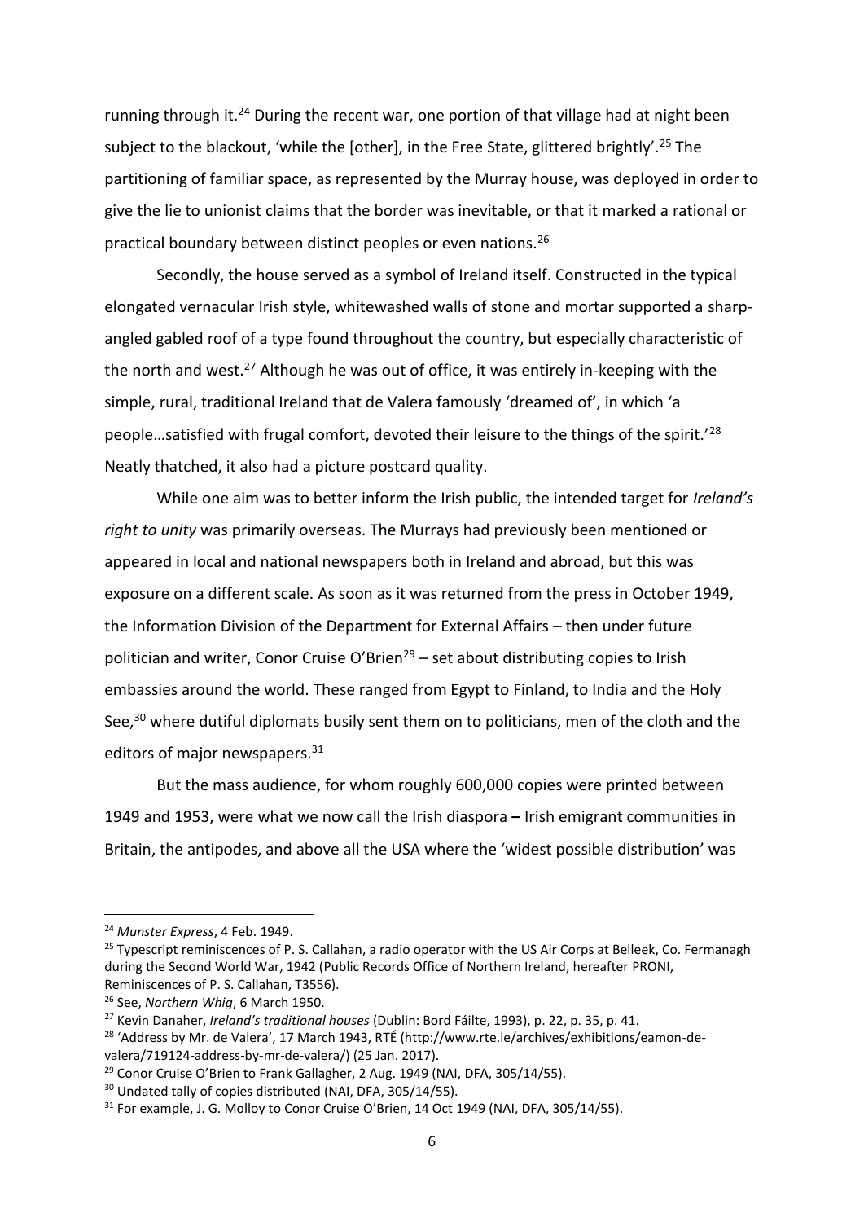running through it.[24] During the recent war, one portion of that village had at night been subject to the blackout, 'while the [other], in the Free State, glittered brightly'.[25] The partitioning of familiar space, as represented by the Murray house, was deployed in order to give the lie to unionist claims that the border was inevitable, or that it marked a rational or practical boundary between distinct peoples or even nations.[26]

Secondly, the house served as a symbol of Ireland itself. Constructed in the typical elongated vernacular Irish style, whitewashed walls of stone and mortar supported a sharp-angled gabled roof of a type found throughout the country, but especially characteristic of the north and west.[27] Although he was out of office, it was entirely in-keeping with the simple, rural, traditional Ireland that de Valera famously 'dreamed of', in which 'a people…satisfied with frugal comfort, devoted their leisure to the things of the spirit.'[28] Neatly thatched, it also had a picture postcard quality.

While one aim was to better inform the Irish public, the intended target for *Ireland's right to unity* was primarily overseas. The Murrays had previously been mentioned or appeared in local and national newspapers both in Ireland and abroad, but this was exposure on a different scale. As soon as it was returned from the press in October 1949, the Information Division of the Department for External Affairs – then under future politician and writer, Conor Cruise O'Brien[29] – set about distributing copies to Irish embassies around the world. These ranged from Egypt to Finland, to India and the Holy See,[30] where dutiful diplomats busily sent them on to politicians, men of the cloth and the editors of major newspapers.[31]

But the mass audience, for whom roughly 600,000 copies were printed between 1949 and 1953, were what we now call the Irish diaspora **–** Irish emigrant communities in Britain, the antipodes, and above all the USA where the 'widest possible distribution' was

---

[24] *Munster Express*, 4 Feb. 1949.

[25] Typescript reminiscences of P. S. Callahan, a radio operator with the US Air Corps at Belleek, Co. Fermanagh during the Second World War, 1942 (Public Records Office of Northern Ireland, hereafter PRONI, Reminiscences of P. S. Callahan, T3556).

[26] See, *Northern Whig*, 6 March 1950.

[27] Kevin Danaher, *Ireland's traditional houses* (Dublin: Bord Fáilte, 1993), p. 22, p. 35, p. 41.

[28] 'Address by Mr. de Valera', 17 March 1943, RTÉ (http://www.rte.ie/archives/exhibitions/eamon-de-valera/719124-address-by-mr-de-valera/) (25 Jan. 2017).

[29] Conor Cruise O'Brien to Frank Gallagher, 2 Aug. 1949 (NAI, DFA, 305/14/55).

[30] Undated tally of copies distributed (NAI, DFA, 305/14/55).

[31] For example, J. G. Molloy to Conor Cruise O'Brien, 14 Oct 1949 (NAI, DFA, 305/14/55).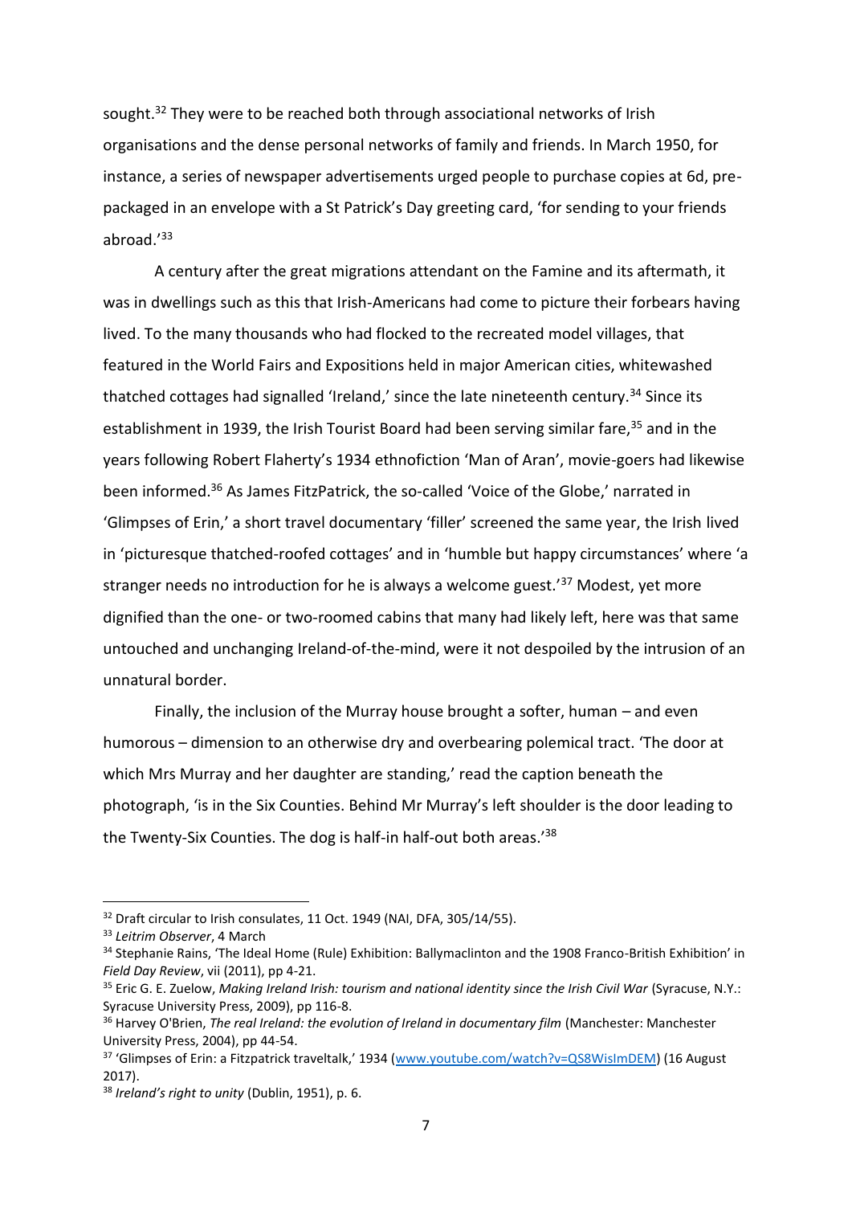sought.[32] They were to be reached both through associational networks of Irish organisations and the dense personal networks of family and friends. In March 1950, for instance, a series of newspaper advertisements urged people to purchase copies at 6d, pre-packaged in an envelope with a St Patrick's Day greeting card, 'for sending to your friends abroad.'[33]

A century after the great migrations attendant on the Famine and its aftermath, it was in dwellings such as this that Irish-Americans had come to picture their forbears having lived. To the many thousands who had flocked to the recreated model villages, that featured in the World Fairs and Expositions held in major American cities, whitewashed thatched cottages had signalled 'Ireland,' since the late nineteenth century.[34] Since its establishment in 1939, the Irish Tourist Board had been serving similar fare,[35] and in the years following Robert Flaherty's 1934 ethnofiction 'Man of Aran', movie-goers had likewise been informed.[36] As James FitzPatrick, the so-called 'Voice of the Globe,' narrated in 'Glimpses of Erin,' a short travel documentary 'filler' screened the same year, the Irish lived in 'picturesque thatched-roofed cottages' and in 'humble but happy circumstances' where 'a stranger needs no introduction for he is always a welcome guest.'[37] Modest, yet more dignified than the one- or two-roomed cabins that many had likely left, here was that same untouched and unchanging Ireland-of-the-mind, were it not despoiled by the intrusion of an unnatural border.

Finally, the inclusion of the Murray house brought a softer, human – and even humorous – dimension to an otherwise dry and overbearing polemical tract. 'The door at which Mrs Murray and her daughter are standing,' read the caption beneath the photograph, 'is in the Six Counties. Behind Mr Murray's left shoulder is the door leading to the Twenty-Six Counties. The dog is half-in half-out both areas.'[38]

---

[32] Draft circular to Irish consulates, 11 Oct. 1949 (NAI, DFA, 305/14/55).

[33] *Leitrim Observer*, 4 March

[34] Stephanie Rains, 'The Ideal Home (Rule) Exhibition: Ballymaclinton and the 1908 Franco-British Exhibition' in *Field Day Review*, vii (2011), pp 4-21.

[35] Eric G. E. Zuelow, *Making Ireland Irish: tourism and national identity since the Irish Civil War* (Syracuse, N.Y.: Syracuse University Press, 2009), pp 116-8.

[36] Harvey O'Brien, *The real Ireland: the evolution of Ireland in documentary film* (Manchester: Manchester University Press, 2004), pp 44-54.

[37] 'Glimpses of Erin: a Fitzpatrick traveltalk,' 1934 (www.youtube.com/watch?v=QS8WislmDEM) (16 August 2017).

[38] *Ireland's right to unity* (Dublin, 1951), p. 6.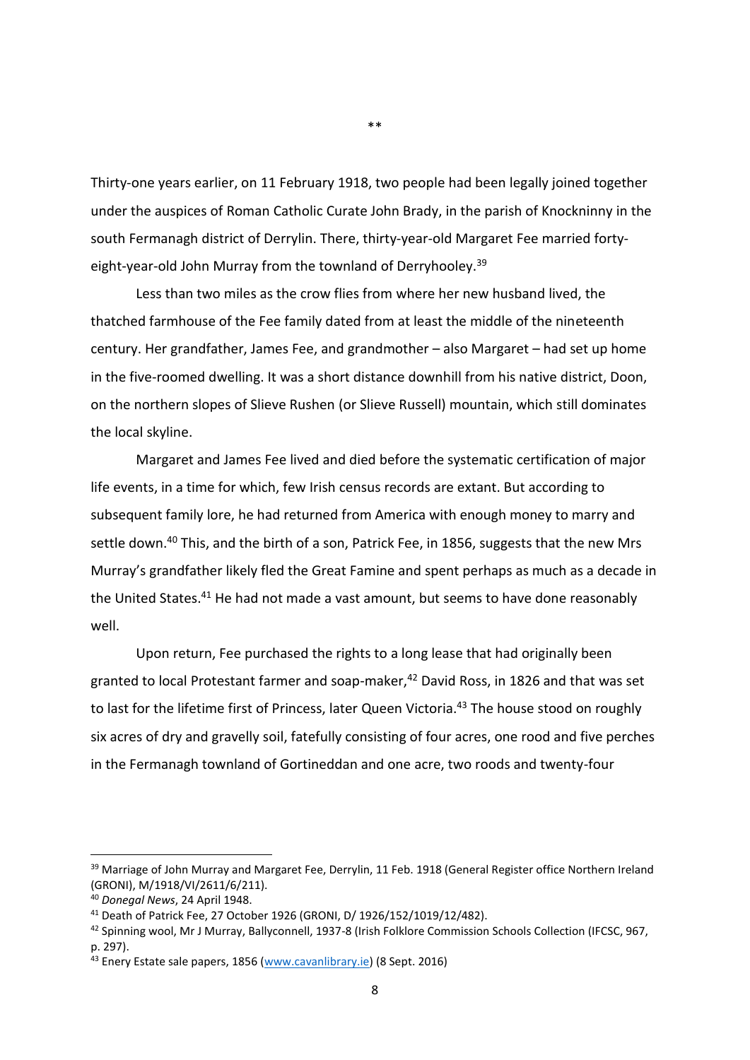**

Thirty-one years earlier, on 11 February 1918, two people had been legally joined together under the auspices of Roman Catholic Curate John Brady, in the parish of Knockninny in the south Fermanagh district of Derrylin. There, thirty-year-old Margaret Fee married forty-eight-year-old John Murray from the townland of Derryhooley.[39]

Less than two miles as the crow flies from where her new husband lived, the thatched farmhouse of the Fee family dated from at least the middle of the nineteenth century. Her grandfather, James Fee, and grandmother – also Margaret – had set up home in the five-roomed dwelling. It was a short distance downhill from his native district, Doon, on the northern slopes of Slieve Rushen (or Slieve Russell) mountain, which still dominates the local skyline.

Margaret and James Fee lived and died before the systematic certification of major life events, in a time for which, few Irish census records are extant. But according to subsequent family lore, he had returned from America with enough money to marry and settle down.[40] This, and the birth of a son, Patrick Fee, in 1856, suggests that the new Mrs Murray's grandfather likely fled the Great Famine and spent perhaps as much as a decade in the United States.[41] He had not made a vast amount, but seems to have done reasonably well.

Upon return, Fee purchased the rights to a long lease that had originally been granted to local Protestant farmer and soap-maker,[42] David Ross, in 1826 and that was set to last for the lifetime first of Princess, later Queen Victoria.[43] The house stood on roughly six acres of dry and gravelly soil, fatefully consisting of four acres, one rood and five perches in the Fermanagh townland of Gortineddan and one acre, two roods and twenty-four

---

[39] Marriage of John Murray and Margaret Fee, Derrylin, 11 Feb. 1918 (General Register office Northern Ireland (GRONI), M/1918/VI/2611/6/211).

[40] *Donegal News*, 24 April 1948.

[41] Death of Patrick Fee, 27 October 1926 (GRONI, D/ 1926/152/1019/12/482).

[42] Spinning wool, Mr J Murray, Ballyconnell, 1937-8 (Irish Folklore Commission Schools Collection (IFCSC, 967, p. 297).

[43] Enery Estate sale papers, 1856 (www.cavanlibrary.ie) (8 Sept. 2016)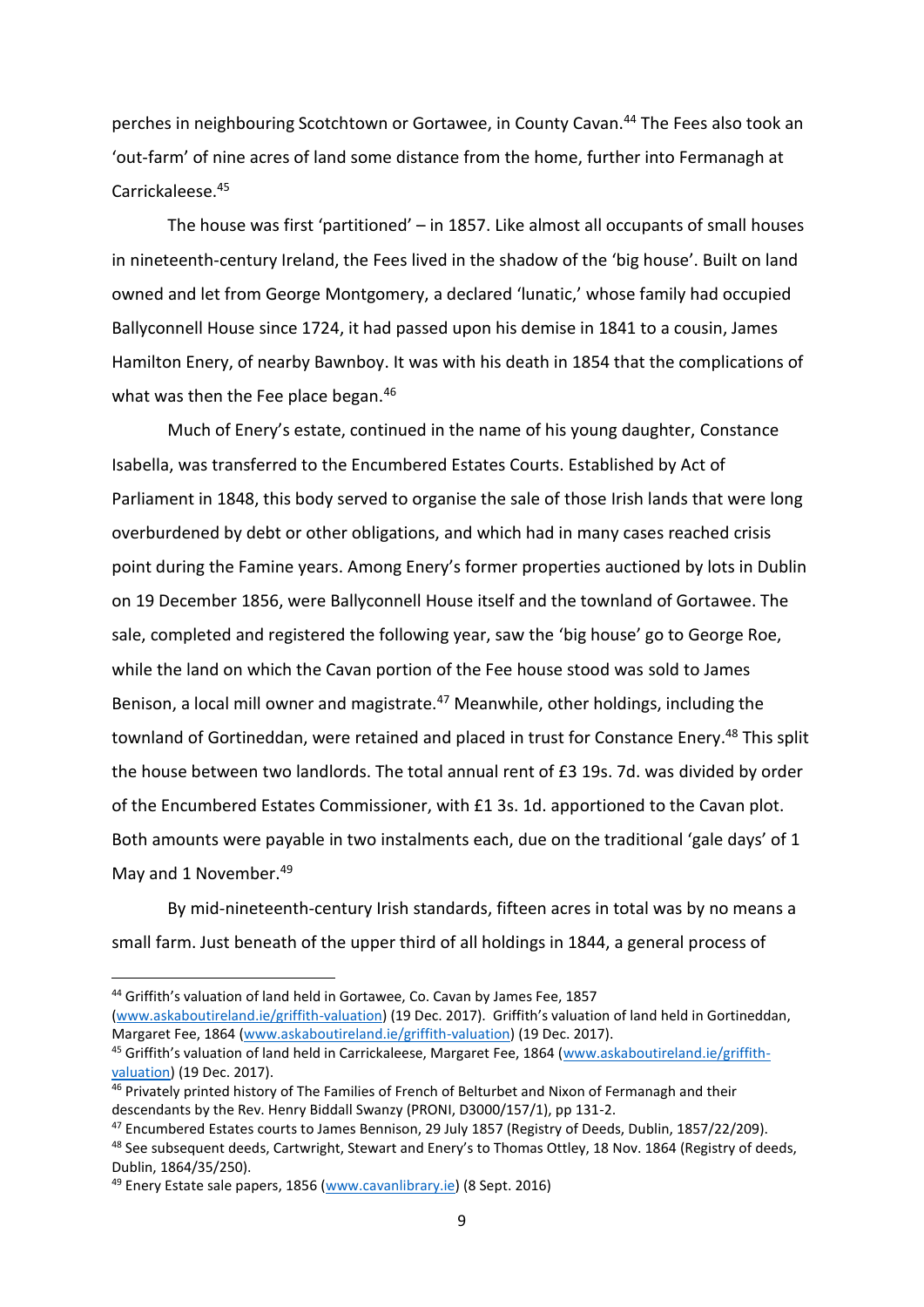perches in neighbouring Scotchtown or Gortawee, in County Cavan.[44] The Fees also took an 'out-farm' of nine acres of land some distance from the home, further into Fermanagh at Carrickaleese.[45]

The house was first 'partitioned' – in 1857. Like almost all occupants of small houses in nineteenth-century Ireland, the Fees lived in the shadow of the 'big house'. Built on land owned and let from George Montgomery, a declared 'lunatic,' whose family had occupied Ballyconnell House since 1724, it had passed upon his demise in 1841 to a cousin, James Hamilton Enery, of nearby Bawnboy. It was with his death in 1854 that the complications of what was then the Fee place began.[46]

Much of Enery's estate, continued in the name of his young daughter, Constance Isabella, was transferred to the Encumbered Estates Courts. Established by Act of Parliament in 1848, this body served to organise the sale of those Irish lands that were long overburdened by debt or other obligations, and which had in many cases reached crisis point during the Famine years. Among Enery's former properties auctioned by lots in Dublin on 19 December 1856, were Ballyconnell House itself and the townland of Gortawee. The sale, completed and registered the following year, saw the 'big house' go to George Roe, while the land on which the Cavan portion of the Fee house stood was sold to James Benison, a local mill owner and magistrate.[47] Meanwhile, other holdings, including the townland of Gortineddan, were retained and placed in trust for Constance Enery.[48] This split the house between two landlords. The total annual rent of £3 19s. 7d. was divided by order of the Encumbered Estates Commissioner, with £1 3s. 1d. apportioned to the Cavan plot. Both amounts were payable in two instalments each, due on the traditional 'gale days' of 1 May and 1 November.[49]

By mid-nineteenth-century Irish standards, fifteen acres in total was by no means a small farm. Just beneath of the upper third of all holdings in 1844, a general process of

---

[44] Griffith's valuation of land held in Gortawee, Co. Cavan by James Fee, 1857 (www.askaboutireland.ie/griffith-valuation) (19 Dec. 2017). Griffith's valuation of land held in Gortineddan, Margaret Fee, 1864 (www.askaboutireland.ie/griffith-valuation) (19 Dec. 2017).

[45] Griffith's valuation of land held in Carrickaleese, Margaret Fee, 1864 (www.askaboutireland.ie/griffith-valuation) (19 Dec. 2017).

[46] Privately printed history of The Families of French of Belturbet and Nixon of Fermanagh and their descendants by the Rev. Henry Biddall Swanzy (PRONI, D3000/157/1), pp 131-2.

[47] Encumbered Estates courts to James Bennison, 29 July 1857 (Registry of Deeds, Dublin, 1857/22/209).

[48] See subsequent deeds, Cartwright, Stewart and Enery's to Thomas Ottley, 18 Nov. 1864 (Registry of deeds, Dublin, 1864/35/250).

[49] Enery Estate sale papers, 1856 (www.cavanlibrary.ie) (8 Sept. 2016)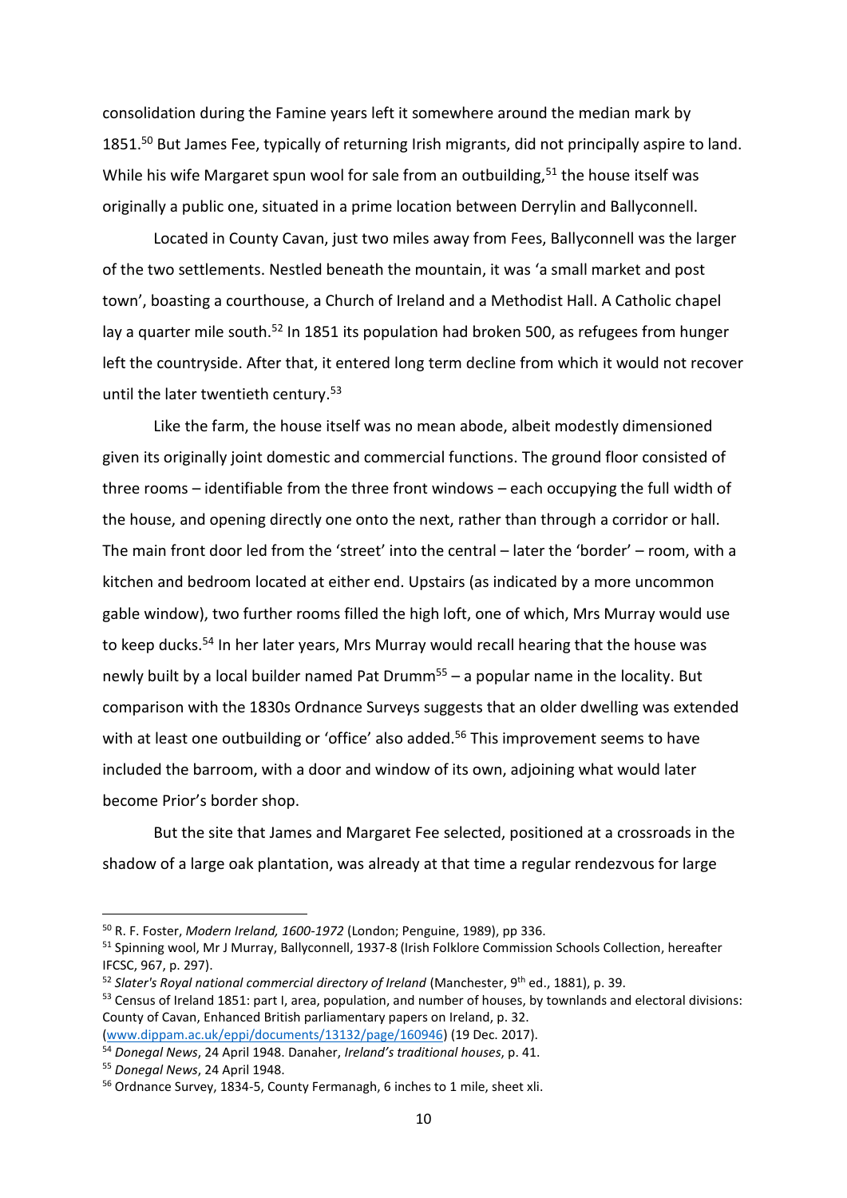consolidation during the Famine years left it somewhere around the median mark by 1851.[50] But James Fee, typically of returning Irish migrants, did not principally aspire to land. While his wife Margaret spun wool for sale from an outbuilding,[51] the house itself was originally a public one, situated in a prime location between Derrylin and Ballyconnell.

Located in County Cavan, just two miles away from Fees, Ballyconnell was the larger of the two settlements. Nestled beneath the mountain, it was 'a small market and post town', boasting a courthouse, a Church of Ireland and a Methodist Hall. A Catholic chapel lay a quarter mile south.[52] In 1851 its population had broken 500, as refugees from hunger left the countryside. After that, it entered long term decline from which it would not recover until the later twentieth century.[53]

Like the farm, the house itself was no mean abode, albeit modestly dimensioned given its originally joint domestic and commercial functions. The ground floor consisted of three rooms – identifiable from the three front windows – each occupying the full width of the house, and opening directly one onto the next, rather than through a corridor or hall. The main front door led from the 'street' into the central – later the 'border' – room, with a kitchen and bedroom located at either end. Upstairs (as indicated by a more uncommon gable window), two further rooms filled the high loft, one of which, Mrs Murray would use to keep ducks.[54] In her later years, Mrs Murray would recall hearing that the house was newly built by a local builder named Pat Drumm[55] – a popular name in the locality. But comparison with the 1830s Ordnance Surveys suggests that an older dwelling was extended with at least one outbuilding or 'office' also added.[56] This improvement seems to have included the barroom, with a door and window of its own, adjoining what would later become Prior's border shop.

But the site that James and Margaret Fee selected, positioned at a crossroads in the shadow of a large oak plantation, was already at that time a regular rendezvous for large

---

[50] R. F. Foster, *Modern Ireland, 1600-1972* (London; Penguine, 1989), pp 336.

[51] Spinning wool, Mr J Murray, Ballyconnell, 1937-8 (Irish Folklore Commission Schools Collection, hereafter IFCSC, 967, p. 297).

[52] *Slater's Royal national commercial directory of Ireland* (Manchester, 9th ed., 1881), p. 39.

[53] Census of Ireland 1851: part I, area, population, and number of houses, by townlands and electoral divisions: County of Cavan, Enhanced British parliamentary papers on Ireland, p. 32. (www.dippam.ac.uk/eppi/documents/13132/page/160946) (19 Dec. 2017).

[54] *Donegal News*, 24 April 1948. Danaher, *Ireland's traditional houses*, p. 41.

[55] *Donegal News*, 24 April 1948.

[56] Ordnance Survey, 1834-5, County Fermanagh, 6 inches to 1 mile, sheet xli.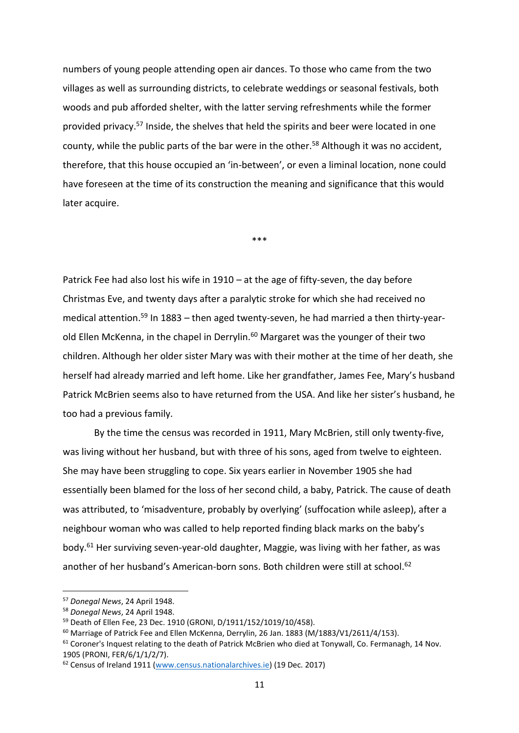numbers of young people attending open air dances. To those who came from the two villages as well as surrounding districts, to celebrate weddings or seasonal festivals, both woods and pub afforded shelter, with the latter serving refreshments while the former provided privacy.[57] Inside, the shelves that held the spirits and beer were located in one county, while the public parts of the bar were in the other.[58] Although it was no accident, therefore, that this house occupied an 'in-between', or even a liminal location, none could have foreseen at the time of its construction the meaning and significance that this would later acquire.

***

Patrick Fee had also lost his wife in 1910 – at the age of fifty-seven, the day before Christmas Eve, and twenty days after a paralytic stroke for which she had received no medical attention.[59] In 1883 – then aged twenty-seven, he had married a then thirty-year-old Ellen McKenna, in the chapel in Derrylin.[60] Margaret was the younger of their two children. Although her older sister Mary was with their mother at the time of her death, she herself had already married and left home. Like her grandfather, James Fee, Mary's husband Patrick McBrien seems also to have returned from the USA. And like her sister's husband, he too had a previous family.

By the time the census was recorded in 1911, Mary McBrien, still only twenty-five, was living without her husband, but with three of his sons, aged from twelve to eighteen. She may have been struggling to cope. Six years earlier in November 1905 she had essentially been blamed for the loss of her second child, a baby, Patrick. The cause of death was attributed, to 'misadventure, probably by overlying' (suffocation while asleep), after a neighbour woman who was called to help reported finding black marks on the baby's body.[61] Her surviving seven-year-old daughter, Maggie, was living with her father, as was another of her husband's American-born sons. Both children were still at school.[62]

---

[57] *Donegal News*, 24 April 1948.

[58] *Donegal News*, 24 April 1948.

[59] Death of Ellen Fee, 23 Dec. 1910 (GRONI, D/1911/152/1019/10/458).

[60] Marriage of Patrick Fee and Ellen McKenna, Derrylin, 26 Jan. 1883 (M/1883/V1/2611/4/153).

[61] Coroner's Inquest relating to the death of Patrick McBrien who died at Tonywall, Co. Fermanagh, 14 Nov. 1905 (PRONI, FER/6/1/1/2/7).

[62] Census of Ireland 1911 (www.census.nationalarchives.ie) (19 Dec. 2017)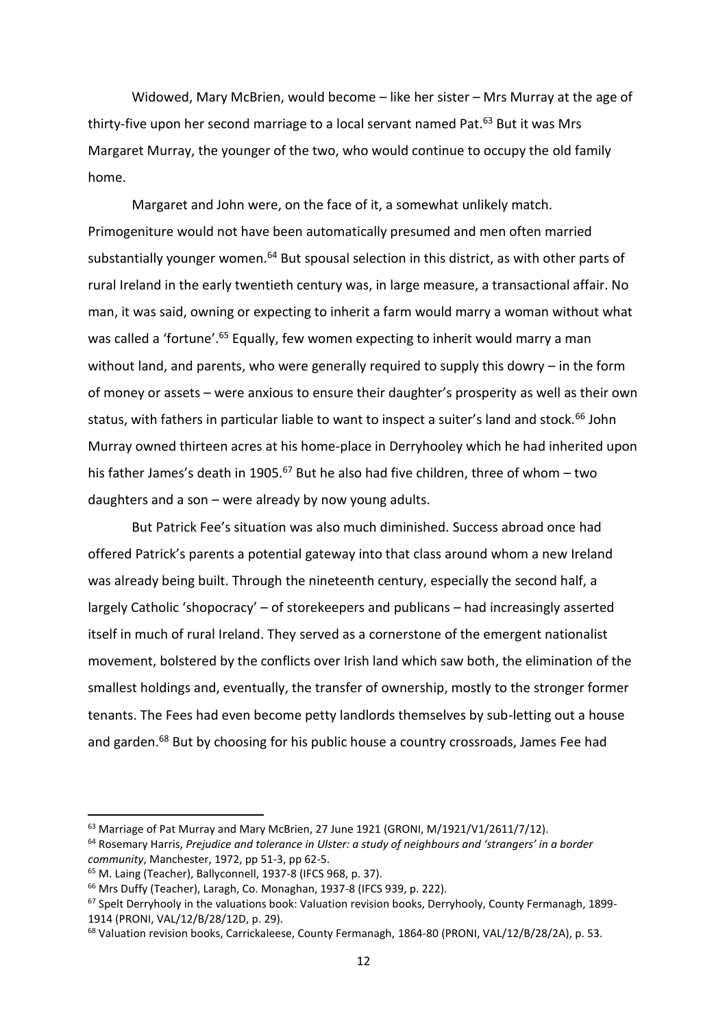Widowed, Mary McBrien, would become – like her sister – Mrs Murray at the age of thirty-five upon her second marriage to a local servant named Pat.[63] But it was Mrs Margaret Murray, the younger of the two, who would continue to occupy the old family home.

Margaret and John were, on the face of it, a somewhat unlikely match. Primogeniture would not have been automatically presumed and men often married substantially younger women.[64] But spousal selection in this district, as with other parts of rural Ireland in the early twentieth century was, in large measure, a transactional affair. No man, it was said, owning or expecting to inherit a farm would marry a woman without what was called a 'fortune'.[65] Equally, few women expecting to inherit would marry a man without land, and parents, who were generally required to supply this dowry – in the form of money or assets – were anxious to ensure their daughter's prosperity as well as their own status, with fathers in particular liable to want to inspect a suiter's land and stock.[66] John Murray owned thirteen acres at his home-place in Derryhooley which he had inherited upon his father James's death in 1905.[67] But he also had five children, three of whom – two daughters and a son – were already by now young adults.

But Patrick Fee's situation was also much diminished. Success abroad once had offered Patrick's parents a potential gateway into that class around whom a new Ireland was already being built. Through the nineteenth century, especially the second half, a largely Catholic 'shopocracy' – of storekeepers and publicans – had increasingly asserted itself in much of rural Ireland. They served as a cornerstone of the emergent nationalist movement, bolstered by the conflicts over Irish land which saw both, the elimination of the smallest holdings and, eventually, the transfer of ownership, mostly to the stronger former tenants. The Fees had even become petty landlords themselves by sub-letting out a house and garden.[68] But by choosing for his public house a country crossroads, James Fee had

---

[63] Marriage of Pat Murray and Mary McBrien, 27 June 1921 (GRONI, M/1921/V1/2611/7/12).

[64] Rosemary Harris, *Prejudice and tolerance in Ulster: a study of neighbours and 'strangers' in a border community*, Manchester, 1972, pp 51-3, pp 62-5.

[65] M. Laing (Teacher), Ballyconnell, 1937-8 (IFCS 968, p. 37).

[66] Mrs Duffy (Teacher), Laragh, Co. Monaghan, 1937-8 (IFCS 939, p. 222).

[67] Spelt Derryhooly in the valuations book: Valuation revision books, Derryhooly, County Fermanagh, 1899-1914 (PRONI, VAL/12/B/28/12D, p. 29).

[68] Valuation revision books, Carrickaleese, County Fermanagh, 1864-80 (PRONI, VAL/12/B/28/2A), p. 53.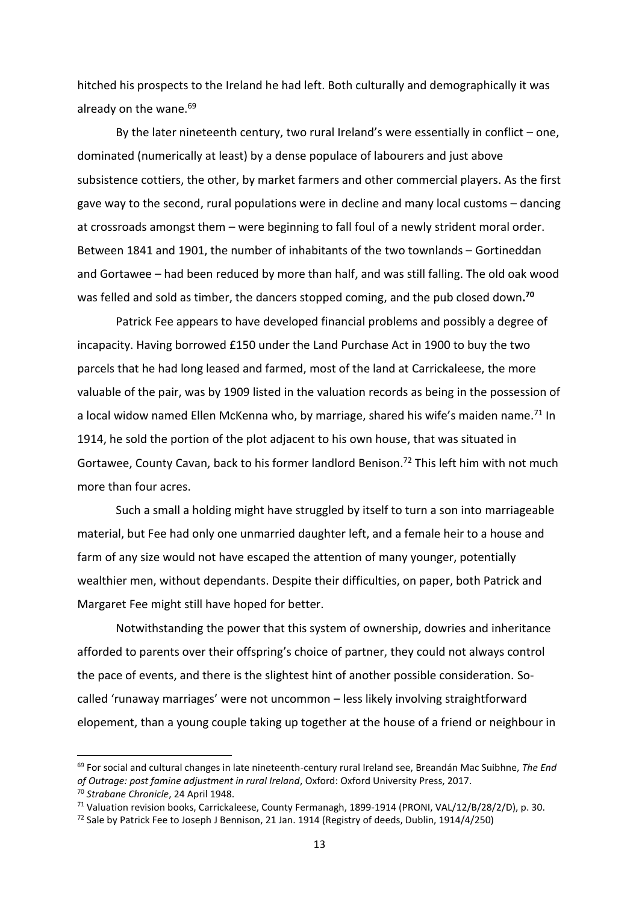hitched his prospects to the Ireland he had left. Both culturally and demographically it was already on the wane.[69]

By the later nineteenth century, two rural Ireland's were essentially in conflict – one, dominated (numerically at least) by a dense populace of labourers and just above subsistence cottiers, the other, by market farmers and other commercial players. As the first gave way to the second, rural populations were in decline and many local customs – dancing at crossroads amongst them – were beginning to fall foul of a newly strident moral order. Between 1841 and 1901, the number of inhabitants of the two townlands – Gortineddan and Gortawee – had been reduced by more than half, and was still falling. The old oak wood was felled and sold as timber, the dancers stopped coming, and the pub closed down**.**[70]

Patrick Fee appears to have developed financial problems and possibly a degree of incapacity. Having borrowed £150 under the Land Purchase Act in 1900 to buy the two parcels that he had long leased and farmed, most of the land at Carrickaleese, the more valuable of the pair, was by 1909 listed in the valuation records as being in the possession of a local widow named Ellen McKenna who, by marriage, shared his wife's maiden name.[71] In 1914, he sold the portion of the plot adjacent to his own house, that was situated in Gortawee, County Cavan, back to his former landlord Benison.[72] This left him with not much more than four acres.

Such a small a holding might have struggled by itself to turn a son into marriageable material, but Fee had only one unmarried daughter left, and a female heir to a house and farm of any size would not have escaped the attention of many younger, potentially wealthier men, without dependants. Despite their difficulties, on paper, both Patrick and Margaret Fee might still have hoped for better.

Notwithstanding the power that this system of ownership, dowries and inheritance afforded to parents over their offspring's choice of partner, they could not always control the pace of events, and there is the slightest hint of another possible consideration. So-called 'runaway marriages' were not uncommon – less likely involving straightforward elopement, than a young couple taking up together at the house of a friend or neighbour in

---

[69] For social and cultural changes in late nineteenth-century rural Ireland see, Breandán Mac Suibhne, *The End of Outrage: post famine adjustment in rural Ireland*, Oxford: Oxford University Press, 2017.

[70] *Strabane Chronicle*, 24 April 1948.

[71] Valuation revision books, Carrickaleese, County Fermanagh, 1899-1914 (PRONI, VAL/12/B/28/2/D), p. 30.

[72] Sale by Patrick Fee to Joseph J Bennison, 21 Jan. 1914 (Registry of deeds, Dublin, 1914/4/250)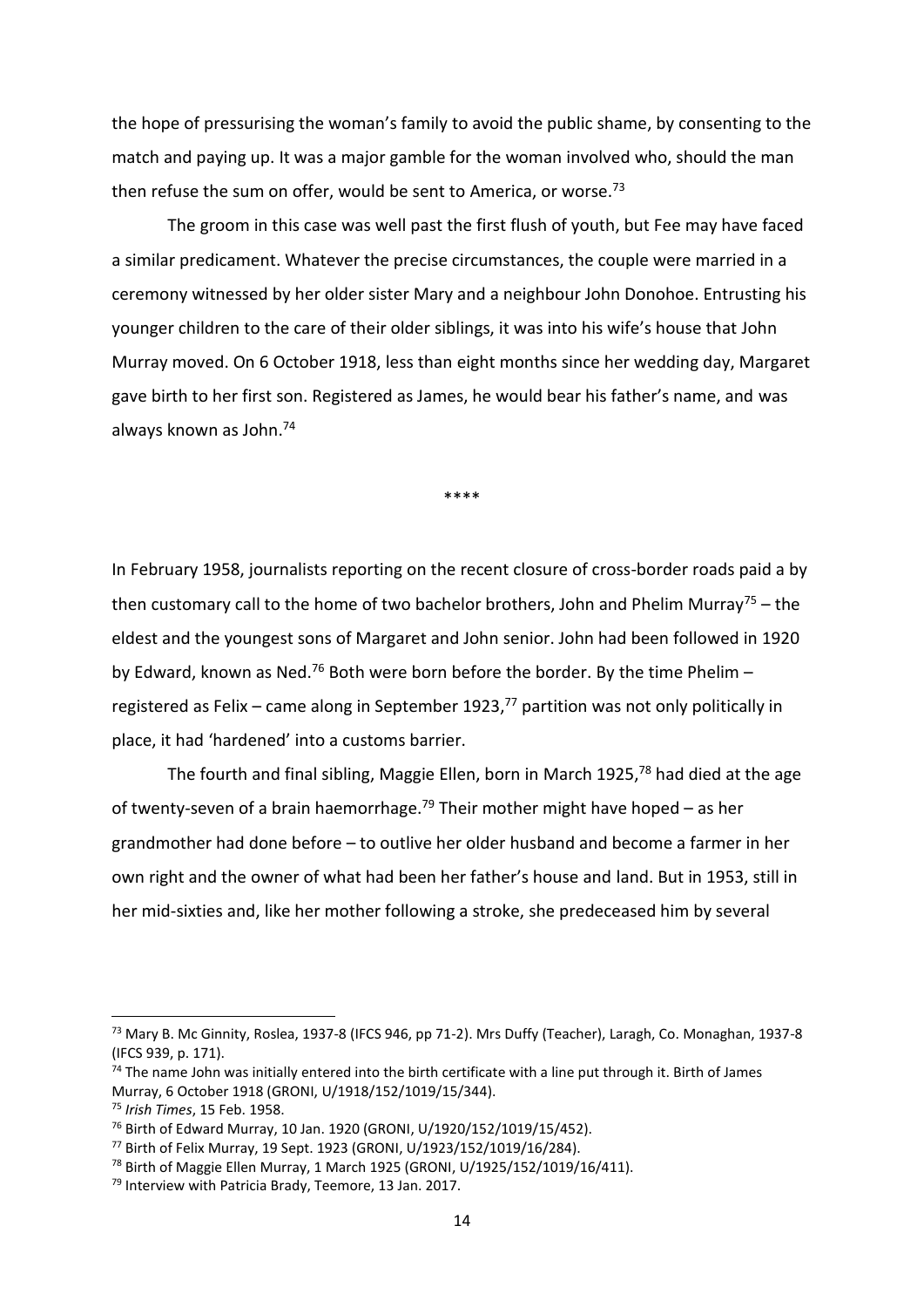the hope of pressurising the woman's family to avoid the public shame, by consenting to the match and paying up. It was a major gamble for the woman involved who, should the man then refuse the sum on offer, would be sent to America, or worse.[73]

The groom in this case was well past the first flush of youth, but Fee may have faced a similar predicament. Whatever the precise circumstances, the couple were married in a ceremony witnessed by her older sister Mary and a neighbour John Donohoe. Entrusting his younger children to the care of their older siblings, it was into his wife's house that John Murray moved. On 6 October 1918, less than eight months since her wedding day, Margaret gave birth to her first son. Registered as James, he would bear his father's name, and was always known as John.[74]

\*\*\*\*

In February 1958, journalists reporting on the recent closure of cross-border roads paid a by then customary call to the home of two bachelor brothers, John and Phelim Murray[75] – the eldest and the youngest sons of Margaret and John senior. John had been followed in 1920 by Edward, known as Ned.[76] Both were born before the border. By the time Phelim – registered as Felix – came along in September 1923,[77] partition was not only politically in place, it had 'hardened' into a customs barrier.

The fourth and final sibling, Maggie Ellen, born in March 1925,[78] had died at the age of twenty-seven of a brain haemorrhage.[79] Their mother might have hoped – as her grandmother had done before – to outlive her older husband and become a farmer in her own right and the owner of what had been her father's house and land. But in 1953, still in her mid-sixties and, like her mother following a stroke, she predeceased him by several

---

[73] Mary B. Mc Ginnity, Roslea, 1937-8 (IFCS 946, pp 71-2). Mrs Duffy (Teacher), Laragh, Co. Monaghan, 1937-8 (IFCS 939, p. 171).

[74] The name John was initially entered into the birth certificate with a line put through it. Birth of James Murray, 6 October 1918 (GRONI, U/1918/152/1019/15/344).

[75] *Irish Times*, 15 Feb. 1958.

[76] Birth of Edward Murray, 10 Jan. 1920 (GRONI, U/1920/152/1019/15/452).

[77] Birth of Felix Murray, 19 Sept. 1923 (GRONI, U/1923/152/1019/16/284).

[78] Birth of Maggie Ellen Murray, 1 March 1925 (GRONI, U/1925/152/1019/16/411).

[79] Interview with Patricia Brady, Teemore, 13 Jan. 2017.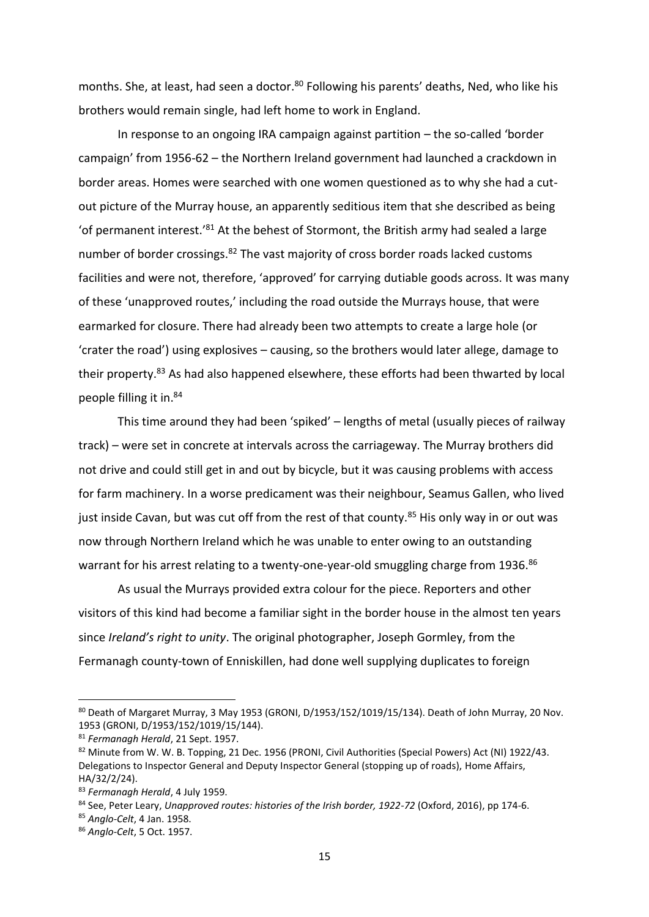months. She, at least, had seen a doctor.[80] Following his parents' deaths, Ned, who like his brothers would remain single, had left home to work in England.

In response to an ongoing IRA campaign against partition – the so-called 'border campaign' from 1956-62 – the Northern Ireland government had launched a crackdown in border areas. Homes were searched with one women questioned as to why she had a cut-out picture of the Murray house, an apparently seditious item that she described as being 'of permanent interest.'[81] At the behest of Stormont, the British army had sealed a large number of border crossings.[82] The vast majority of cross border roads lacked customs facilities and were not, therefore, 'approved' for carrying dutiable goods across. It was many of these 'unapproved routes,' including the road outside the Murrays house, that were earmarked for closure. There had already been two attempts to create a large hole (or 'crater the road') using explosives – causing, so the brothers would later allege, damage to their property.[83] As had also happened elsewhere, these efforts had been thwarted by local people filling it in.[84]

This time around they had been 'spiked' – lengths of metal (usually pieces of railway track) – were set in concrete at intervals across the carriageway. The Murray brothers did not drive and could still get in and out by bicycle, but it was causing problems with access for farm machinery. In a worse predicament was their neighbour, Seamus Gallen, who lived just inside Cavan, but was cut off from the rest of that county.[85] His only way in or out was now through Northern Ireland which he was unable to enter owing to an outstanding warrant for his arrest relating to a twenty-one-year-old smuggling charge from 1936.[86]

As usual the Murrays provided extra colour for the piece. Reporters and other visitors of this kind had become a familiar sight in the border house in the almost ten years since *Ireland's right to unity*. The original photographer, Joseph Gormley, from the Fermanagh county-town of Enniskillen, had done well supplying duplicates to foreign

---

[80] Death of Margaret Murray, 3 May 1953 (GRONI, D/1953/152/1019/15/134). Death of John Murray, 20 Nov. 1953 (GRONI, D/1953/152/1019/15/144).

[81] *Fermanagh Herald*, 21 Sept. 1957.

[82] Minute from W. W. B. Topping, 21 Dec. 1956 (PRONI, Civil Authorities (Special Powers) Act (NI) 1922/43. Delegations to Inspector General and Deputy Inspector General (stopping up of roads), Home Affairs, HA/32/2/24).

[83] *Fermanagh Herald*, 4 July 1959.

[84] See, Peter Leary, *Unapproved routes: histories of the Irish border, 1922-72* (Oxford, 2016), pp 174-6.

[85] *Anglo-Celt*, 4 Jan. 1958.

[86] *Anglo-Celt*, 5 Oct. 1957.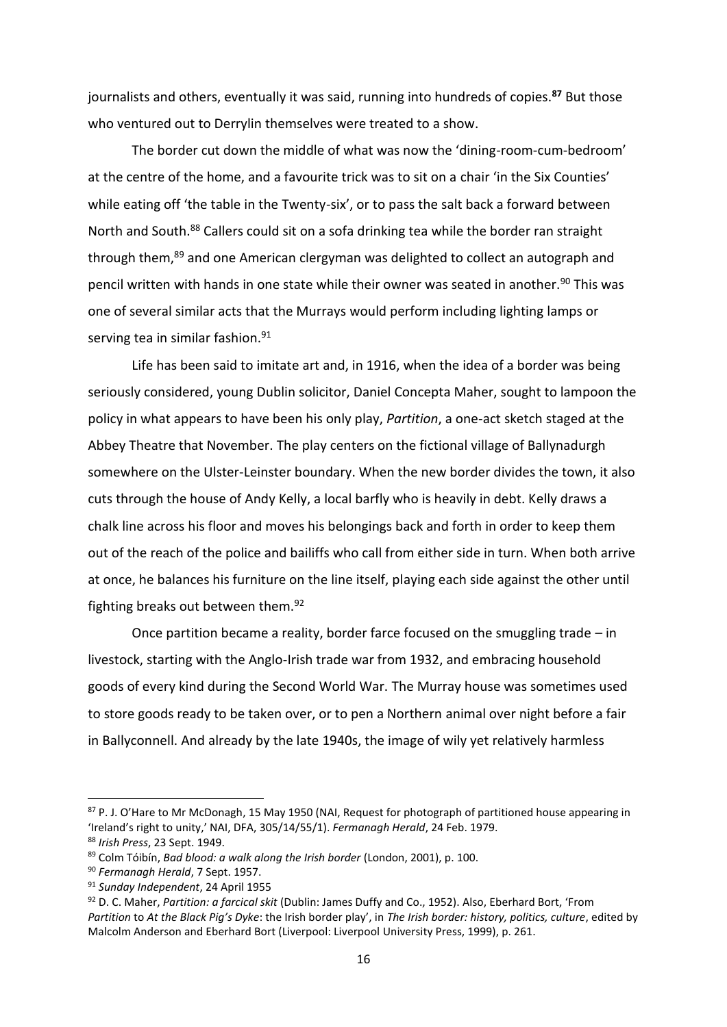journalists and others, eventually it was said, running into hundreds of copies.[87] But those who ventured out to Derrylin themselves were treated to a show.

The border cut down the middle of what was now the 'dining-room-cum-bedroom' at the centre of the home, and a favourite trick was to sit on a chair 'in the Six Counties' while eating off 'the table in the Twenty-six', or to pass the salt back a forward between North and South.[88] Callers could sit on a sofa drinking tea while the border ran straight through them,[89] and one American clergyman was delighted to collect an autograph and pencil written with hands in one state while their owner was seated in another.[90] This was one of several similar acts that the Murrays would perform including lighting lamps or serving tea in similar fashion.[91]

Life has been said to imitate art and, in 1916, when the idea of a border was being seriously considered, young Dublin solicitor, Daniel Concepta Maher, sought to lampoon the policy in what appears to have been his only play, *Partition*, a one-act sketch staged at the Abbey Theatre that November. The play centers on the fictional village of Ballynadurgh somewhere on the Ulster-Leinster boundary. When the new border divides the town, it also cuts through the house of Andy Kelly, a local barfly who is heavily in debt. Kelly draws a chalk line across his floor and moves his belongings back and forth in order to keep them out of the reach of the police and bailiffs who call from either side in turn. When both arrive at once, he balances his furniture on the line itself, playing each side against the other until fighting breaks out between them.[92]

Once partition became a reality, border farce focused on the smuggling trade – in livestock, starting with the Anglo-Irish trade war from 1932, and embracing household goods of every kind during the Second World War. The Murray house was sometimes used to store goods ready to be taken over, or to pen a Northern animal over night before a fair in Ballyconnell. And already by the late 1940s, the image of wily yet relatively harmless

---

[87] P. J. O'Hare to Mr McDonagh, 15 May 1950 (NAI, Request for photograph of partitioned house appearing in 'Ireland's right to unity,' NAI, DFA, 305/14/55/1). *Fermanagh Herald*, 24 Feb. 1979.

[88] *Irish Press*, 23 Sept. 1949.

[89] Colm Tóibín, *Bad blood: a walk along the Irish border* (London, 2001), p. 100.

[90] *Fermanagh Herald*, 7 Sept. 1957.

[91] *Sunday Independent*, 24 April 1955

[92] D. C. Maher, *Partition: a farcical skit* (Dublin: James Duffy and Co., 1952). Also, Eberhard Bort, 'From *Partition* to *At the Black Pig's Dyke*: the Irish border play', in *The Irish border: history, politics, culture*, edited by Malcolm Anderson and Eberhard Bort (Liverpool: Liverpool University Press, 1999), p. 261.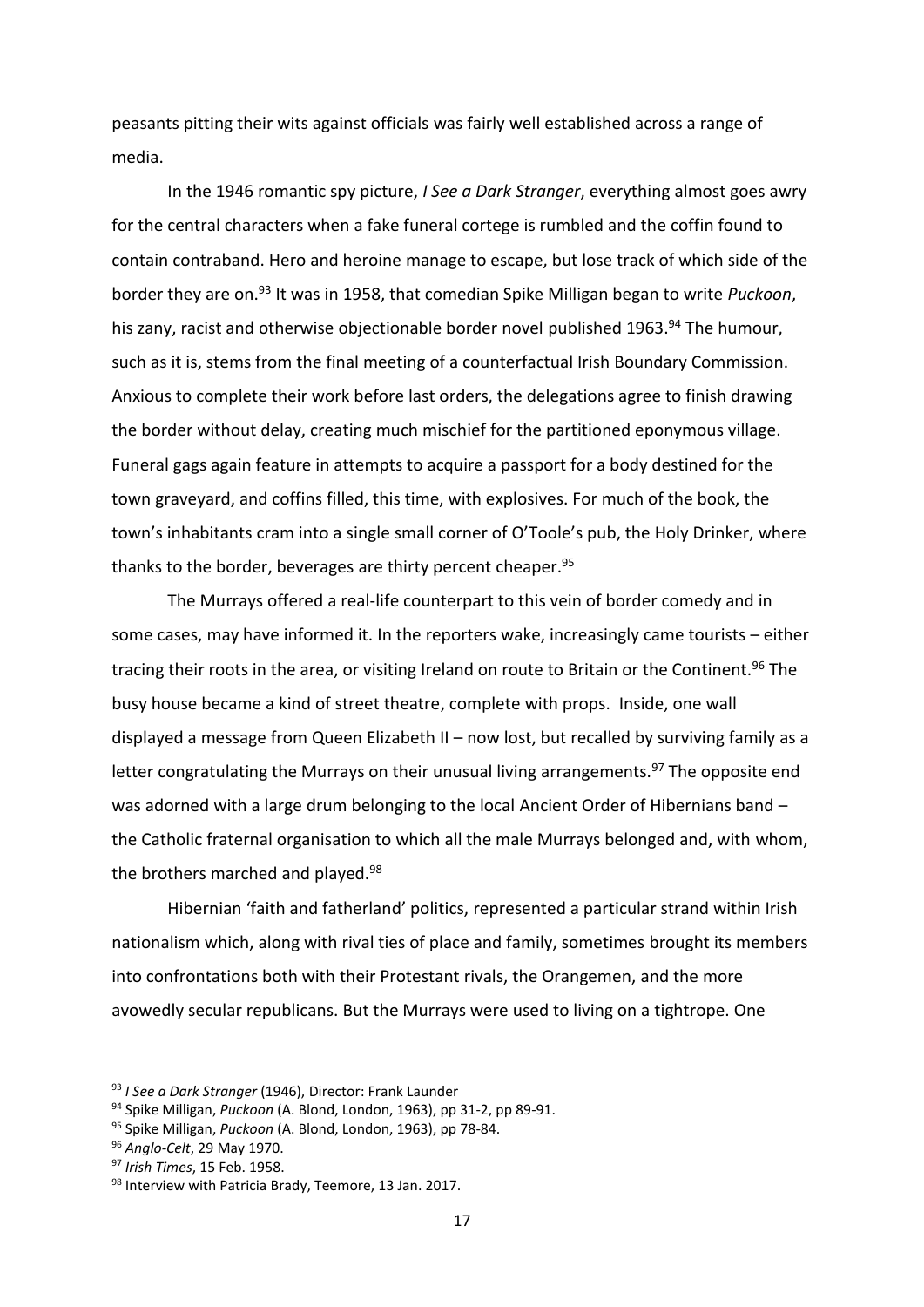peasants pitting their wits against officials was fairly well established across a range of media.

In the 1946 romantic spy picture, *I See a Dark Stranger*, everything almost goes awry for the central characters when a fake funeral cortege is rumbled and the coffin found to contain contraband. Hero and heroine manage to escape, but lose track of which side of the border they are on.[93] It was in 1958, that comedian Spike Milligan began to write *Puckoon*, his zany, racist and otherwise objectionable border novel published 1963.[94] The humour, such as it is, stems from the final meeting of a counterfactual Irish Boundary Commission. Anxious to complete their work before last orders, the delegations agree to finish drawing the border without delay, creating much mischief for the partitioned eponymous village. Funeral gags again feature in attempts to acquire a passport for a body destined for the town graveyard, and coffins filled, this time, with explosives. For much of the book, the town's inhabitants cram into a single small corner of O'Toole's pub, the Holy Drinker, where thanks to the border, beverages are thirty percent cheaper.[95]

The Murrays offered a real-life counterpart to this vein of border comedy and in some cases, may have informed it. In the reporters wake, increasingly came tourists – either tracing their roots in the area, or visiting Ireland on route to Britain or the Continent.[96] The busy house became a kind of street theatre, complete with props. Inside, one wall displayed a message from Queen Elizabeth II – now lost, but recalled by surviving family as a letter congratulating the Murrays on their unusual living arrangements.[97] The opposite end was adorned with a large drum belonging to the local Ancient Order of Hibernians band – the Catholic fraternal organisation to which all the male Murrays belonged and, with whom, the brothers marched and played.[98]

Hibernian 'faith and fatherland' politics, represented a particular strand within Irish nationalism which, along with rival ties of place and family, sometimes brought its members into confrontations both with their Protestant rivals, the Orangemen, and the more avowedly secular republicans. But the Murrays were used to living on a tightrope. One

---

[93] *I See a Dark Stranger* (1946), Director: Frank Launder

[94] Spike Milligan, *Puckoon* (A. Blond, London, 1963), pp 31-2, pp 89-91.

[95] Spike Milligan, *Puckoon* (A. Blond, London, 1963), pp 78-84.

[96] *Anglo-Celt*, 29 May 1970.

[97] *Irish Times*, 15 Feb. 1958.

[98] Interview with Patricia Brady, Teemore, 13 Jan. 2017.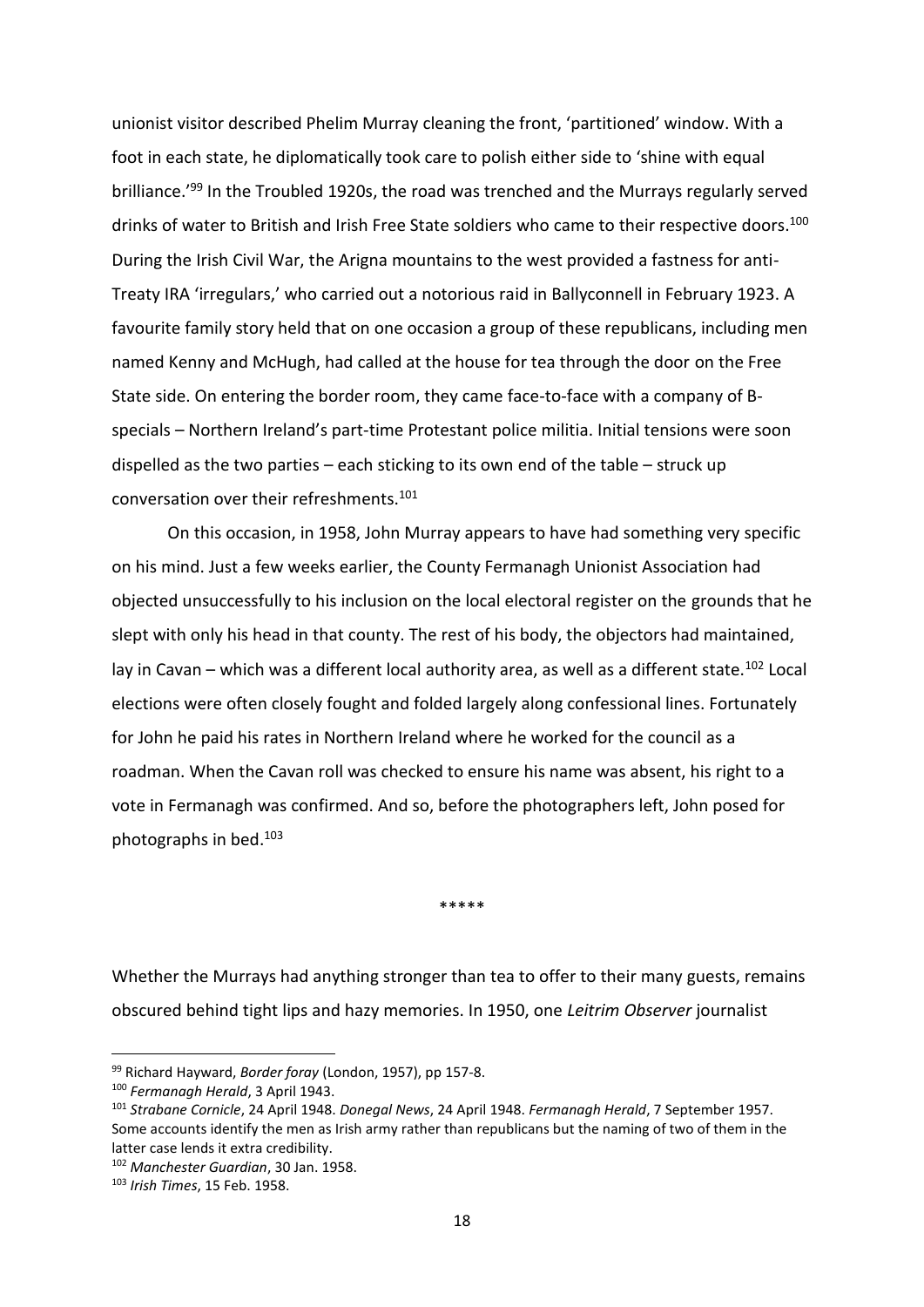unionist visitor described Phelim Murray cleaning the front, 'partitioned' window. With a foot in each state, he diplomatically took care to polish either side to 'shine with equal brilliance.'[99] In the Troubled 1920s, the road was trenched and the Murrays regularly served drinks of water to British and Irish Free State soldiers who came to their respective doors.[100] During the Irish Civil War, the Arigna mountains to the west provided a fastness for anti-Treaty IRA 'irregulars,' who carried out a notorious raid in Ballyconnell in February 1923. A favourite family story held that on one occasion a group of these republicans, including men named Kenny and McHugh, had called at the house for tea through the door on the Free State side. On entering the border room, they came face-to-face with a company of B-specials – Northern Ireland's part-time Protestant police militia. Initial tensions were soon dispelled as the two parties – each sticking to its own end of the table – struck up conversation over their refreshments.[101]

On this occasion, in 1958, John Murray appears to have had something very specific on his mind. Just a few weeks earlier, the County Fermanagh Unionist Association had objected unsuccessfully to his inclusion on the local electoral register on the grounds that he slept with only his head in that county. The rest of his body, the objectors had maintained, lay in Cavan – which was a different local authority area, as well as a different state.[102] Local elections were often closely fought and folded largely along confessional lines. Fortunately for John he paid his rates in Northern Ireland where he worked for the council as a roadman. When the Cavan roll was checked to ensure his name was absent, his right to a vote in Fermanagh was confirmed. And so, before the photographers left, John posed for photographs in bed.[103]

*****

Whether the Murrays had anything stronger than tea to offer to their many guests, remains obscured behind tight lips and hazy memories. In 1950, one *Leitrim Observer* journalist

---

[99] Richard Hayward, *Border foray* (London, 1957), pp 157-8.

[100] *Fermanagh Herald*, 3 April 1943.

[101] *Strabane Cornicle*, 24 April 1948. *Donegal News*, 24 April 1948. *Fermanagh Herald*, 7 September 1957. Some accounts identify the men as Irish army rather than republicans but the naming of two of them in the latter case lends it extra credibility.

[102] *Manchester Guardian*, 30 Jan. 1958.

[103] *Irish Times*, 15 Feb. 1958.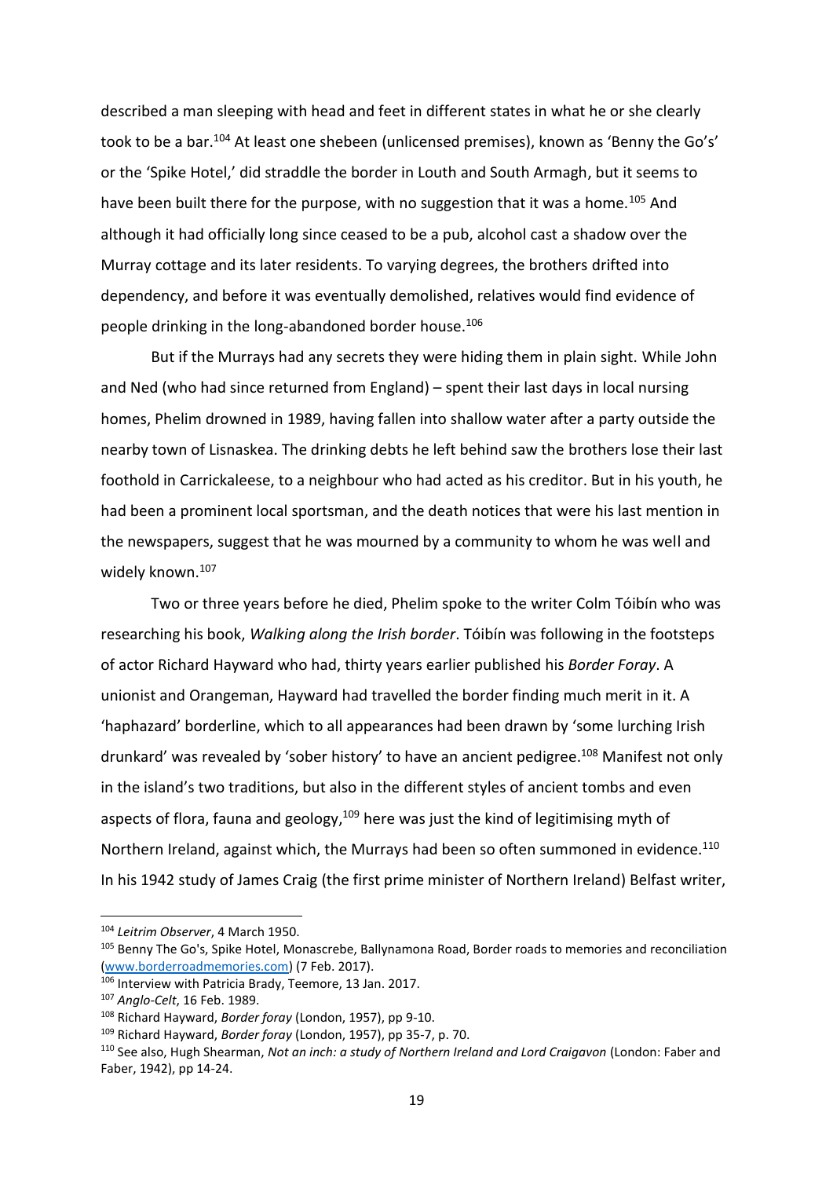described a man sleeping with head and feet in different states in what he or she clearly took to be a bar.[104] At least one shebeen (unlicensed premises), known as 'Benny the Go's' or the 'Spike Hotel,' did straddle the border in Louth and South Armagh, but it seems to have been built there for the purpose, with no suggestion that it was a home.[105] And although it had officially long since ceased to be a pub, alcohol cast a shadow over the Murray cottage and its later residents. To varying degrees, the brothers drifted into dependency, and before it was eventually demolished, relatives would find evidence of people drinking in the long-abandoned border house.[106]

But if the Murrays had any secrets they were hiding them in plain sight. While John and Ned (who had since returned from England) – spent their last days in local nursing homes, Phelim drowned in 1989, having fallen into shallow water after a party outside the nearby town of Lisnaskea. The drinking debts he left behind saw the brothers lose their last foothold in Carrickaleese, to a neighbour who had acted as his creditor. But in his youth, he had been a prominent local sportsman, and the death notices that were his last mention in the newspapers, suggest that he was mourned by a community to whom he was well and widely known.[107]

Two or three years before he died, Phelim spoke to the writer Colm Tóibín who was researching his book, *Walking along the Irish border*. Tóibín was following in the footsteps of actor Richard Hayward who had, thirty years earlier published his *Border Foray*. A unionist and Orangeman, Hayward had travelled the border finding much merit in it. A 'haphazard' borderline, which to all appearances had been drawn by 'some lurching Irish drunkard' was revealed by 'sober history' to have an ancient pedigree.[108] Manifest not only in the island's two traditions, but also in the different styles of ancient tombs and even aspects of flora, fauna and geology,[109] here was just the kind of legitimising myth of Northern Ireland, against which, the Murrays had been so often summoned in evidence.[110] In his 1942 study of James Craig (the first prime minister of Northern Ireland) Belfast writer,

---

[104] *Leitrim Observer*, 4 March 1950.

[105] Benny The Go's, Spike Hotel, Monascrebe, Ballynamona Road, Border roads to memories and reconciliation (www.borderroadmemories.com) (7 Feb. 2017).

[106] Interview with Patricia Brady, Teemore, 13 Jan. 2017.

[107] *Anglo-Celt*, 16 Feb. 1989.

[108] Richard Hayward, *Border foray* (London, 1957), pp 9-10.

[109] Richard Hayward, *Border foray* (London, 1957), pp 35-7, p. 70.

[110] See also, Hugh Shearman, *Not an inch: a study of Northern Ireland and Lord Craigavon* (London: Faber and Faber, 1942), pp 14-24.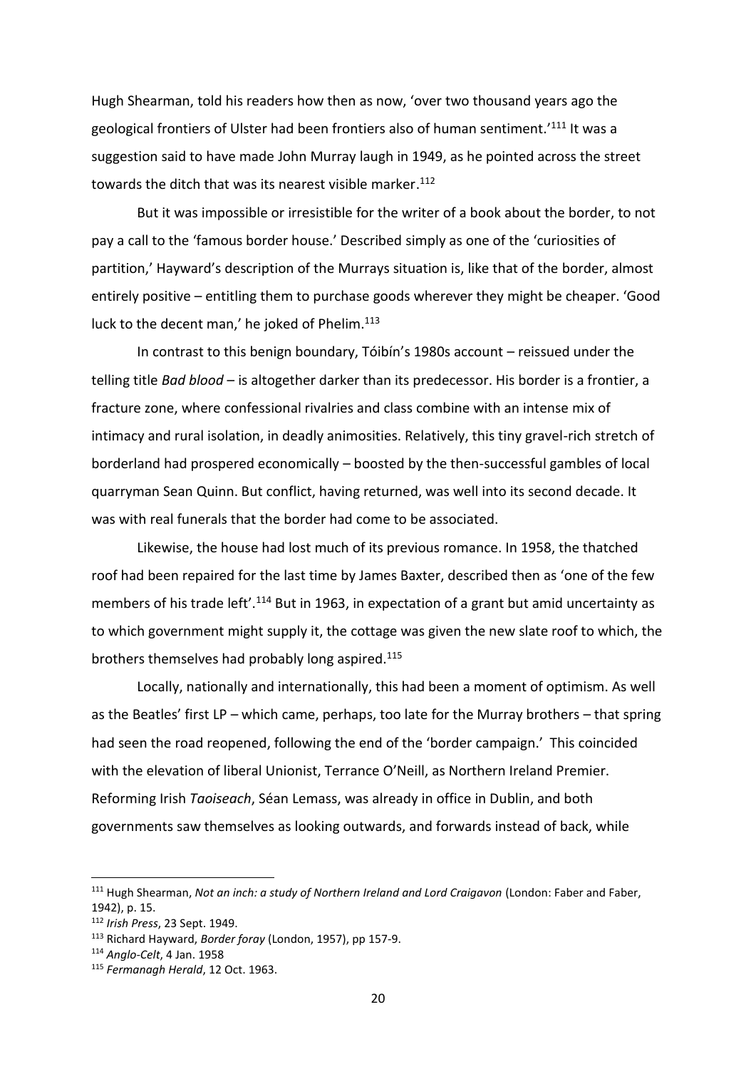Hugh Shearman, told his readers how then as now, 'over two thousand years ago the geological frontiers of Ulster had been frontiers also of human sentiment.'[111] It was a suggestion said to have made John Murray laugh in 1949, as he pointed across the street towards the ditch that was its nearest visible marker.[112]

But it was impossible or irresistible for the writer of a book about the border, to not pay a call to the 'famous border house.' Described simply as one of the 'curiosities of partition,' Hayward's description of the Murrays situation is, like that of the border, almost entirely positive – entitling them to purchase goods wherever they might be cheaper. 'Good luck to the decent man,' he joked of Phelim.[113]

In contrast to this benign boundary, Tóibín's 1980s account – reissued under the telling title *Bad blood* – is altogether darker than its predecessor. His border is a frontier, a fracture zone, where confessional rivalries and class combine with an intense mix of intimacy and rural isolation, in deadly animosities. Relatively, this tiny gravel-rich stretch of borderland had prospered economically – boosted by the then-successful gambles of local quarryman Sean Quinn. But conflict, having returned, was well into its second decade. It was with real funerals that the border had come to be associated.

Likewise, the house had lost much of its previous romance. In 1958, the thatched roof had been repaired for the last time by James Baxter, described then as 'one of the few members of his trade left'.[114] But in 1963, in expectation of a grant but amid uncertainty as to which government might supply it, the cottage was given the new slate roof to which, the brothers themselves had probably long aspired.[115]

Locally, nationally and internationally, this had been a moment of optimism. As well as the Beatles' first LP – which came, perhaps, too late for the Murray brothers – that spring had seen the road reopened, following the end of the 'border campaign.' This coincided with the elevation of liberal Unionist, Terrance O'Neill, as Northern Ireland Premier. Reforming Irish *Taoiseach*, Séan Lemass, was already in office in Dublin, and both governments saw themselves as looking outwards, and forwards instead of back, while

[111] Hugh Shearman, *Not an inch: a study of Northern Ireland and Lord Craigavon* (London: Faber and Faber, 1942), p. 15.

[112] *Irish Press*, 23 Sept. 1949.

[113] Richard Hayward, *Border foray* (London, 1957), pp 157-9.

[114] *Anglo-Celt*, 4 Jan. 1958

[115] *Fermanagh Herald*, 12 Oct. 1963.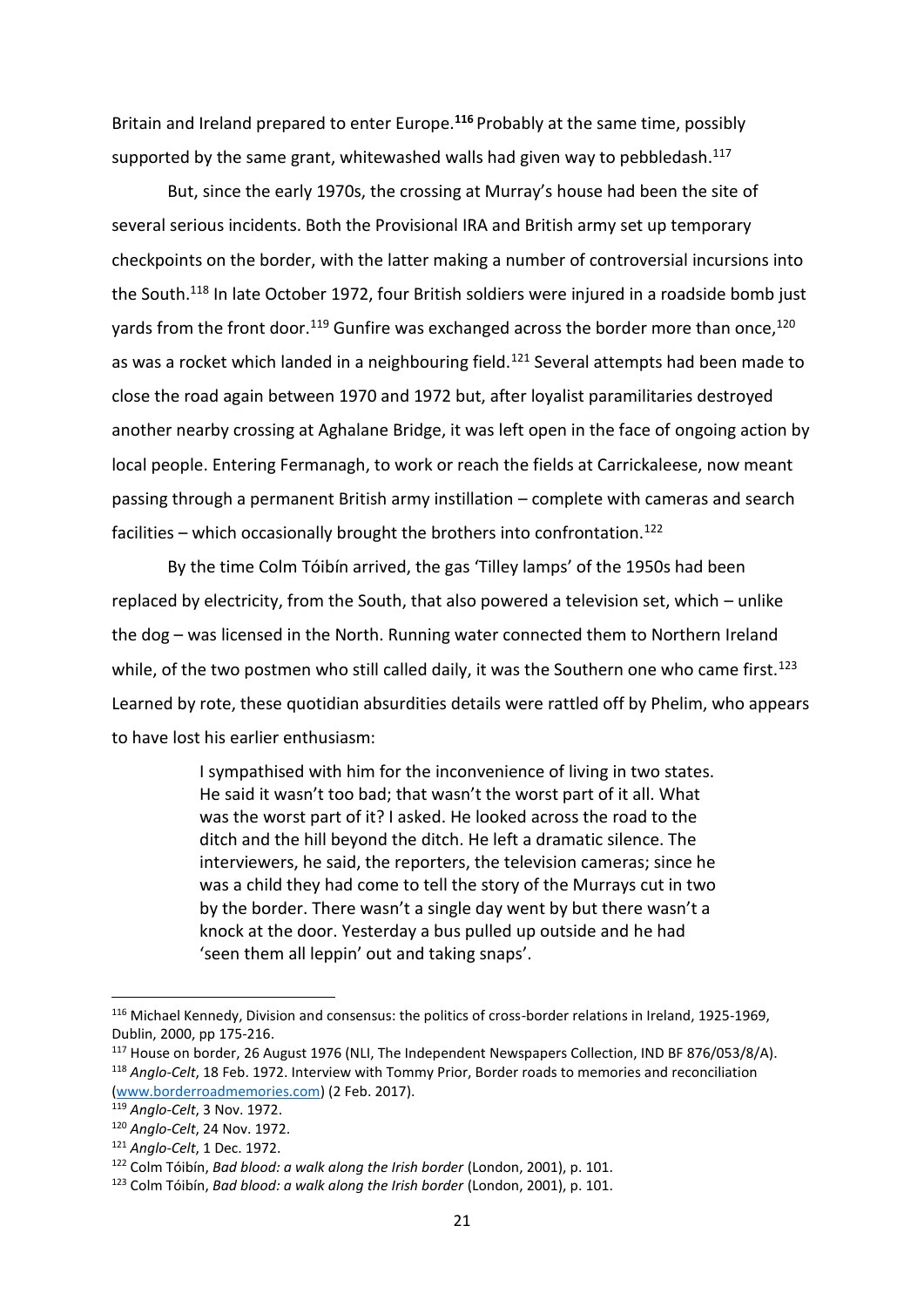Britain and Ireland prepared to enter Europe.[116] Probably at the same time, possibly supported by the same grant, whitewashed walls had given way to pebbledash.[117]

But, since the early 1970s, the crossing at Murray's house had been the site of several serious incidents. Both the Provisional IRA and British army set up temporary checkpoints on the border, with the latter making a number of controversial incursions into the South.[118] In late October 1972, four British soldiers were injured in a roadside bomb just yards from the front door.[119] Gunfire was exchanged across the border more than once,[120] as was a rocket which landed in a neighbouring field.[121] Several attempts had been made to close the road again between 1970 and 1972 but, after loyalist paramilitaries destroyed another nearby crossing at Aghalane Bridge, it was left open in the face of ongoing action by local people. Entering Fermanagh, to work or reach the fields at Carrickaleese, now meant passing through a permanent British army instillation – complete with cameras and search facilities – which occasionally brought the brothers into confrontation.[122]

By the time Colm Tóibín arrived, the gas 'Tilley lamps' of the 1950s had been replaced by electricity, from the South, that also powered a television set, which – unlike the dog – was licensed in the North. Running water connected them to Northern Ireland while, of the two postmen who still called daily, it was the Southern one who came first.[123] Learned by rote, these quotidian absurdities details were rattled off by Phelim, who appears to have lost his earlier enthusiasm:

> I sympathised with him for the inconvenience of living in two states. He said it wasn't too bad; that wasn't the worst part of it all. What was the worst part of it? I asked. He looked across the road to the ditch and the hill beyond the ditch. He left a dramatic silence. The interviewers, he said, the reporters, the television cameras; since he was a child they had come to tell the story of the Murrays cut in two by the border. There wasn't a single day went by but there wasn't a knock at the door. Yesterday a bus pulled up outside and he had 'seen them all leppin' out and taking snaps'.

---

[116] Michael Kennedy, Division and consensus: the politics of cross-border relations in Ireland, 1925-1969, Dublin, 2000, pp 175-216.

[117] House on border, 26 August 1976 (NLI, The Independent Newspapers Collection, IND BF 876/053/8/A).

[118] *Anglo-Celt*, 18 Feb. 1972. Interview with Tommy Prior, Border roads to memories and reconciliation (www.borderroadmemories.com) (2 Feb. 2017).

[119] *Anglo-Celt*, 3 Nov. 1972.

[120] *Anglo-Celt*, 24 Nov. 1972.

[121] *Anglo-Celt*, 1 Dec. 1972.

[122] Colm Tóibín, *Bad blood: a walk along the Irish border* (London, 2001), p. 101.

[123] Colm Tóibín, *Bad blood: a walk along the Irish border* (London, 2001), p. 101.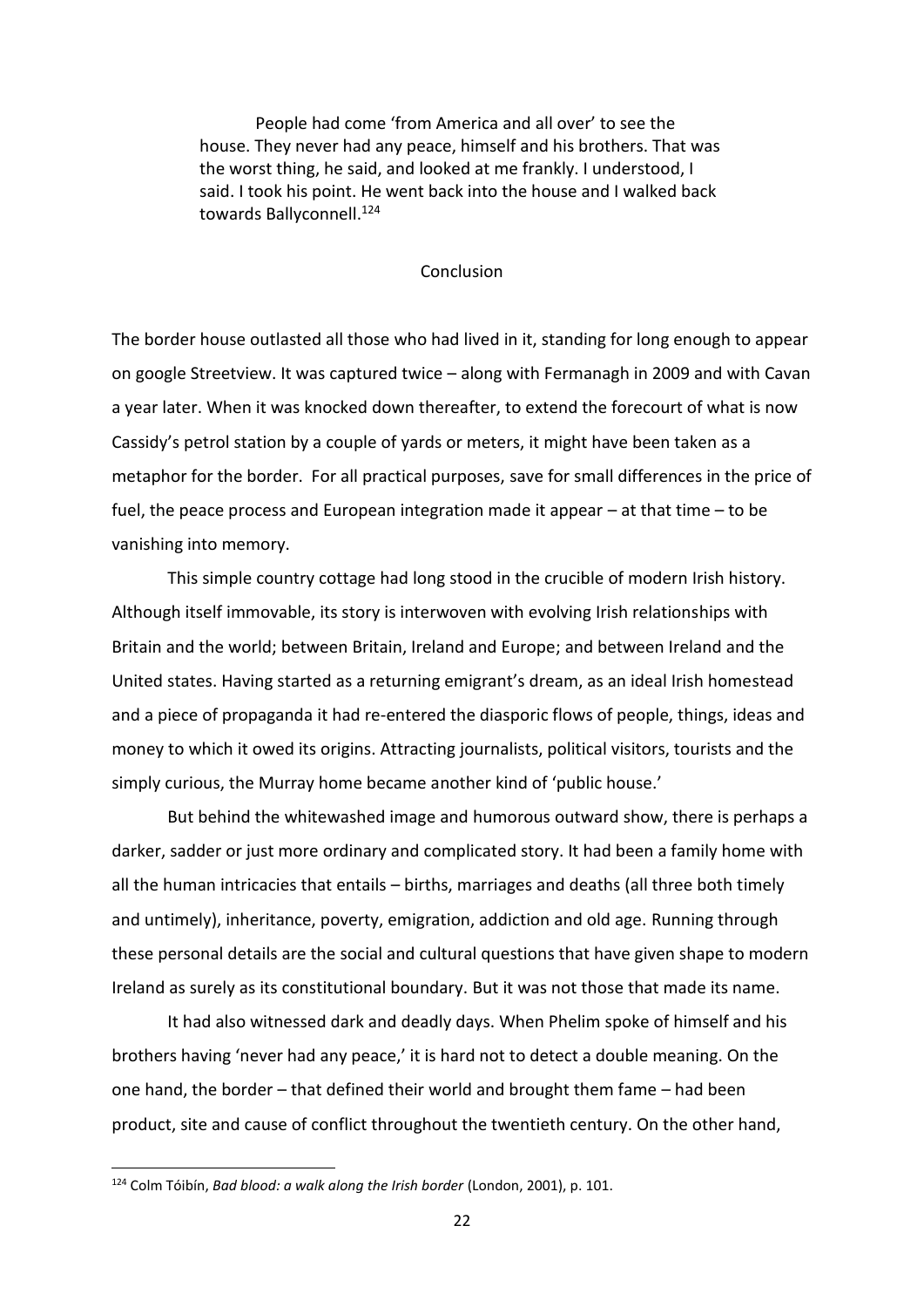> People had come 'from America and all over' to see the house. They never had any peace, himself and his brothers. That was the worst thing, he said, and looked at me frankly. I understood, I said. I took his point. He went back into the house and I walked back towards Ballyconnell.[124]

## Conclusion

The border house outlasted all those who had lived in it, standing for long enough to appear on google Streetview. It was captured twice – along with Fermanagh in 2009 and with Cavan a year later. When it was knocked down thereafter, to extend the forecourt of what is now Cassidy's petrol station by a couple of yards or meters, it might have been taken as a metaphor for the border. For all practical purposes, save for small differences in the price of fuel, the peace process and European integration made it appear – at that time – to be vanishing into memory.

This simple country cottage had long stood in the crucible of modern Irish history. Although itself immovable, its story is interwoven with evolving Irish relationships with Britain and the world; between Britain, Ireland and Europe; and between Ireland and the United states. Having started as a returning emigrant's dream, as an ideal Irish homestead and a piece of propaganda it had re-entered the diasporic flows of people, things, ideas and money to which it owed its origins. Attracting journalists, political visitors, tourists and the simply curious, the Murray home became another kind of 'public house.'

But behind the whitewashed image and humorous outward show, there is perhaps a darker, sadder or just more ordinary and complicated story. It had been a family home with all the human intricacies that entails – births, marriages and deaths (all three both timely and untimely), inheritance, poverty, emigration, addiction and old age. Running through these personal details are the social and cultural questions that have given shape to modern Ireland as surely as its constitutional boundary. But it was not those that made its name.

It had also witnessed dark and deadly days. When Phelim spoke of himself and his brothers having 'never had any peace,' it is hard not to detect a double meaning. On the one hand, the border – that defined their world and brought them fame – had been product, site and cause of conflict throughout the twentieth century. On the other hand,

---

[124] Colm Tóibín, *Bad blood: a walk along the Irish border* (London, 2001), p. 101.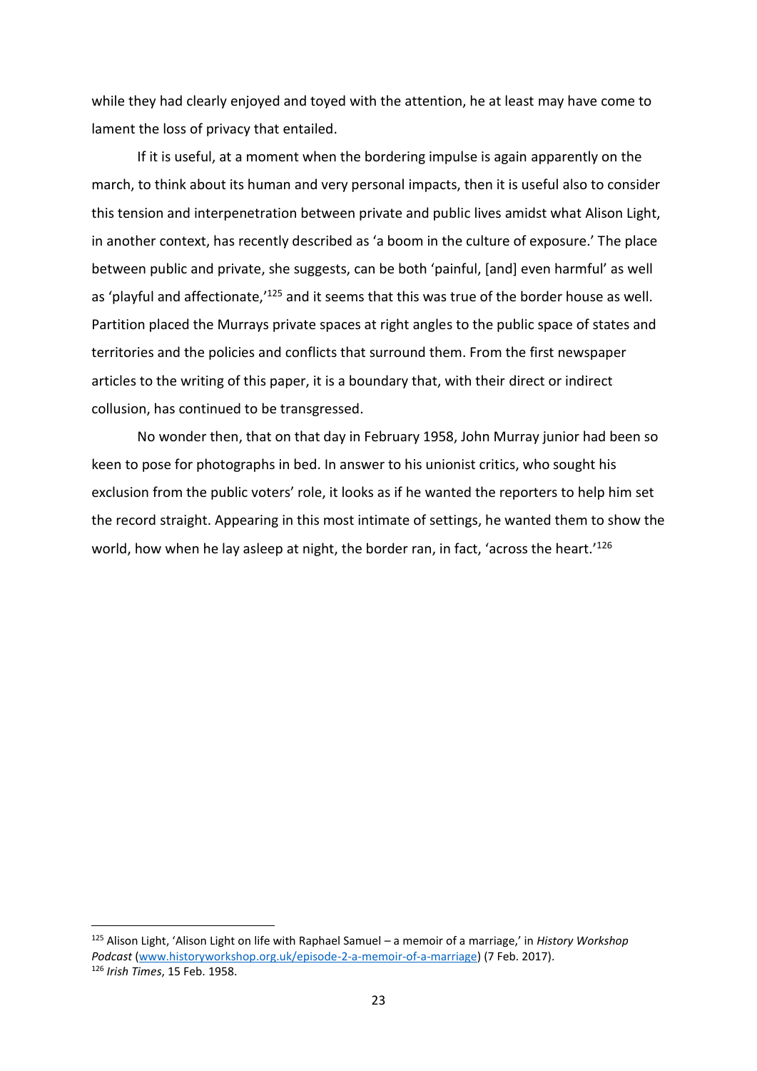while they had clearly enjoyed and toyed with the attention, he at least may have come to lament the loss of privacy that entailed.

If it is useful, at a moment when the bordering impulse is again apparently on the march, to think about its human and very personal impacts, then it is useful also to consider this tension and interpenetration between private and public lives amidst what Alison Light, in another context, has recently described as 'a boom in the culture of exposure.' The place between public and private, she suggests, can be both 'painful, [and] even harmful' as well as 'playful and affectionate,'[125] and it seems that this was true of the border house as well. Partition placed the Murrays private spaces at right angles to the public space of states and territories and the policies and conflicts that surround them. From the first newspaper articles to the writing of this paper, it is a boundary that, with their direct or indirect collusion, has continued to be transgressed.

No wonder then, that on that day in February 1958, John Murray junior had been so keen to pose for photographs in bed. In answer to his unionist critics, who sought his exclusion from the public voters' role, it looks as if he wanted the reporters to help him set the record straight. Appearing in this most intimate of settings, he wanted them to show the world, how when he lay asleep at night, the border ran, in fact, 'across the heart.'[126]

---

[125] Alison Light, 'Alison Light on life with Raphael Samuel – a memoir of a marriage,' in *History Workshop Podcast* (www.historyworkshop.org.uk/episode-2-a-memoir-of-a-marriage) (7 Feb. 2017).

[126] *Irish Times*, 15 Feb. 1958.